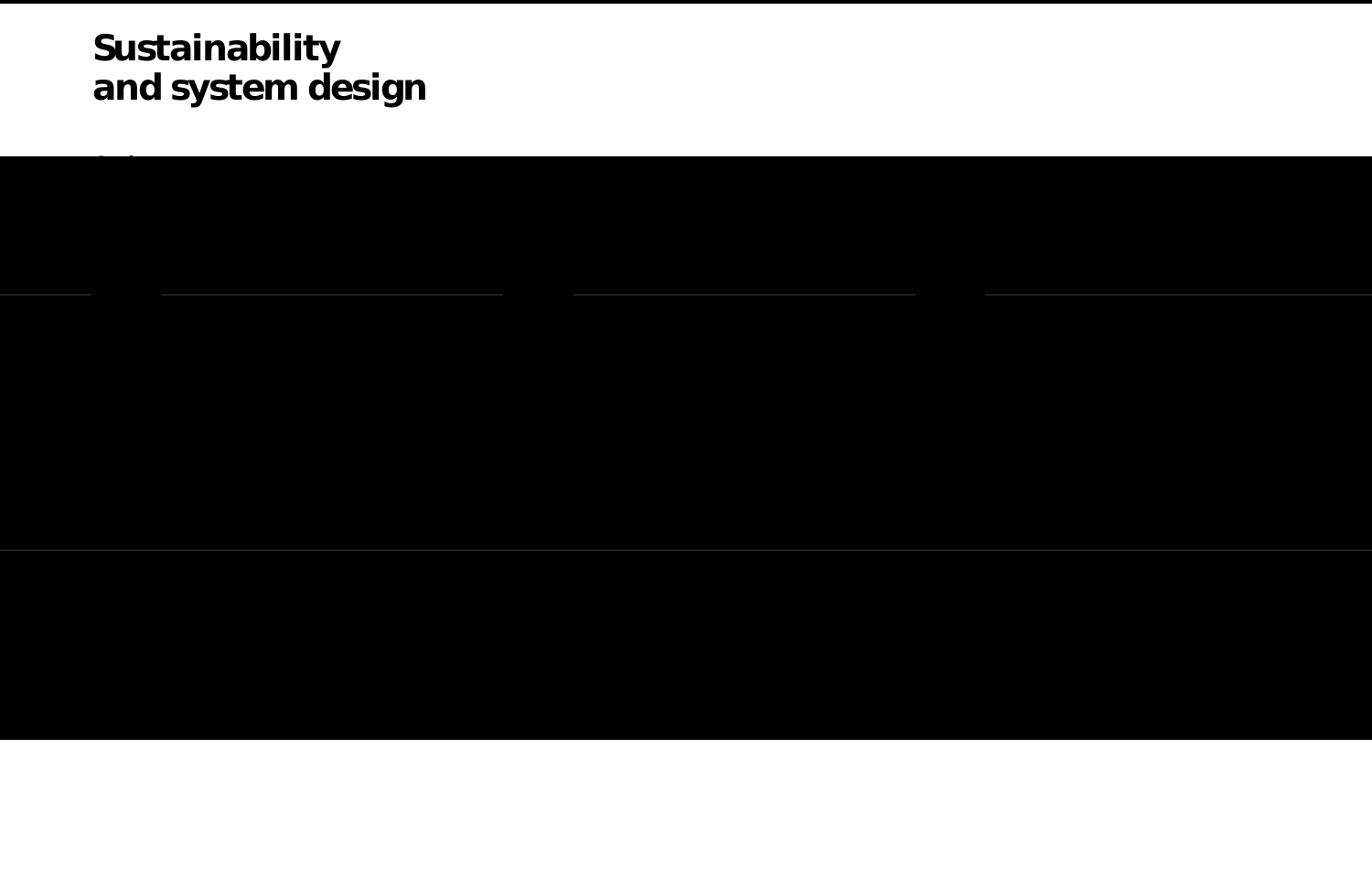# Sustainability and system design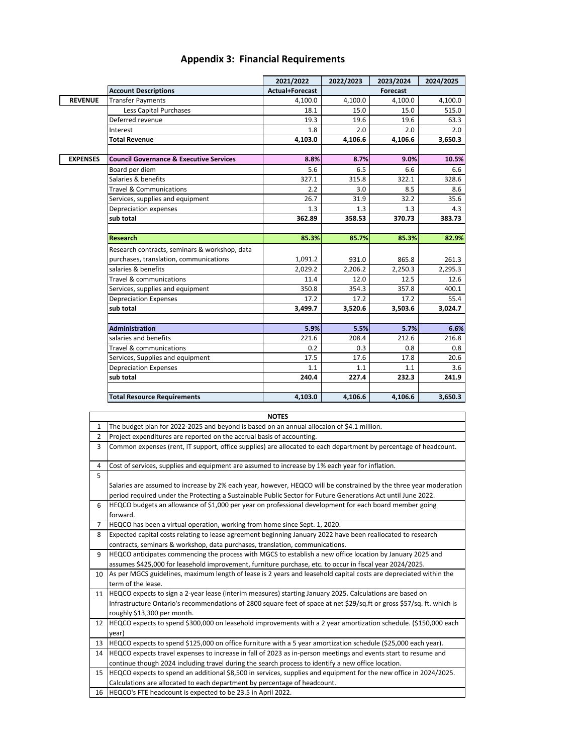# Appendix 3: Financial Requirements

| | Account Descriptions | 2021/2022 | 2022/2023 | 2023/2024 | 2024/2025 |
|---|---|---|---|---|---|
| | | Actual+Forecast | Forecast | | |
| **REVENUE** | Transfer Payments | 4,100.0 | 4,100.0 | 4,100.0 | 4,100.0 |
| | Less Capital Purchases | 18.1 | 15.0 | 15.0 | 515.0 |
| | Deferred revenue | 19.3 | 19.6 | 19.6 | 63.3 |
| | Interest | 1.8 | 2.0 | 2.0 | 2.0 |
| | **Total Revenue** | **4,103.0** | **4,106.6** | **4,106.6** | **3,650.3** |
| | | | | | |
| **EXPENSES** | **Council Governance & Executive Services** | **8.8%** | **8.7%** | **9.0%** | **10.5%** |
| | Board per diem | 5.6 | 6.5 | 6.6 | 6.6 |
| | Salaries & benefits | 327.1 | 315.8 | 322.1 | 328.6 |
| | Travel & Communications | 2.2 | 3.0 | 8.5 | 8.6 |
| | Services, supplies and equipment | 26.7 | 31.9 | 32.2 | 35.6 |
| | Depreciation expenses | 1.3 | 1.3 | 1.3 | 4.3 |
| | **sub total** | **362.89** | **358.53** | **370.73** | **383.73** |
| | | | | | |
| | **Research** | **85.3%** | **85.7%** | **85.3%** | **82.9%** |
| | Research contracts, seminars & workshop, data purchases, translation, communications | 1,091.2 | 931.0 | 865.8 | 261.3 |
| | salaries & benefits | 2,029.2 | 2,206.2 | 2,250.3 | 2,295.3 |
| | Travel & communications | 11.4 | 12.0 | 12.5 | 12.6 |
| | Services, supplies and equipment | 350.8 | 354.3 | 357.8 | 400.1 |
| | Depreciation Expenses | 17.2 | 17.2 | 17.2 | 55.4 |
| | **sub total** | **3,499.7** | **3,520.6** | **3,503.6** | **3,024.7** |
| | | | | | |
| | **Administration** | **5.9%** | **5.5%** | **5.7%** | **6.6%** |
| | salaries and benefits | 221.6 | 208.4 | 212.6 | 216.8 |
| | Travel & communications | 0.2 | 0.3 | 0.8 | 0.8 |
| | Services, Supplies and equipment | 17.5 | 17.6 | 17.8 | 20.6 |
| | Depreciation Expenses | 1.1 | 1.1 | 1.1 | 3.6 |
| | **sub total** | **240.4** | **227.4** | **232.3** | **241.9** |
| | | | | | |
| | **Total Resource Requirements** | **4,103.0** | **4,106.6** | **4,106.6** | **3,650.3** |

| | NOTES |
|---|---|
| 1 | The budget plan for 2022-2025 and beyond is based on an annual allocaion of $4.1 million. |
| 2 | Project expenditures are reported on the accrual basis of accounting. |
| 3 | Common expenses (rent, IT support, office supplies) are allocated to each department by percentage of headcount. |
| 4 | Cost of services, supplies and equipment are assumed to increase by 1% each year for inflation. |
| 5 | Salaries are assumed to increase by 2% each year, however, HEQCO will be constrained by the three year moderation period required under the Protecting a Sustainable Public Sector for Future Generations Act until June 2022. |
| 6 | HEQCO budgets an allowance of $1,000 per year on professional development for each board member going forward. |
| 7 | HEQCO has been a virtual operation, working from home since Sept. 1, 2020. |
| 8 | Expected capital costs relating to lease agreement beginning January 2022 have been reallocated to research contracts, seminars & workshop, data purchases, translation, communications. |
| 9 | HEQCO anticipates commencing the process with MGCS to establish a new office location by January 2025 and assumes $425,000 for leasehold improvement, furniture purchase, etc. to occur in fiscal year 2024/2025. |
| 10 | As per MGCS guidelines, maximum length of lease is 2 years and leasehold capital costs are depreciated within the term of the lease. |
| 11 | HEQCO expects to sign a 2-year lease (interim measures) starting January 2025. Calculations are based on Infrastructure Ontario's recommendations of 2800 square feet of space at net $29/sq.ft or gross $57/sq. ft. which is roughly $13,300 per month. |
| 12 | HEQCO expects to spend $300,000 on leasehold improvements with a 2 year amortization schedule. ($150,000 each year) |
| 13 | HEQCO expects to spend $125,000 on office furniture with a 5 year amortization schedule ($25,000 each year). |
| 14 | HEQCO expects travel expenses to increase in fall of 2023 as in-person meetings and events start to resume and continue though 2024 including travel during the search process to identify a new office location. |
| 15 | HEQCO expects to spend an additional $8,500 in services, supplies and equipment for the new office in 2024/2025. Calculations are allocated to each department by percentage of headcount. |
| 16 | HEQCO's FTE headcount is expected to be 23.5 in April 2022. |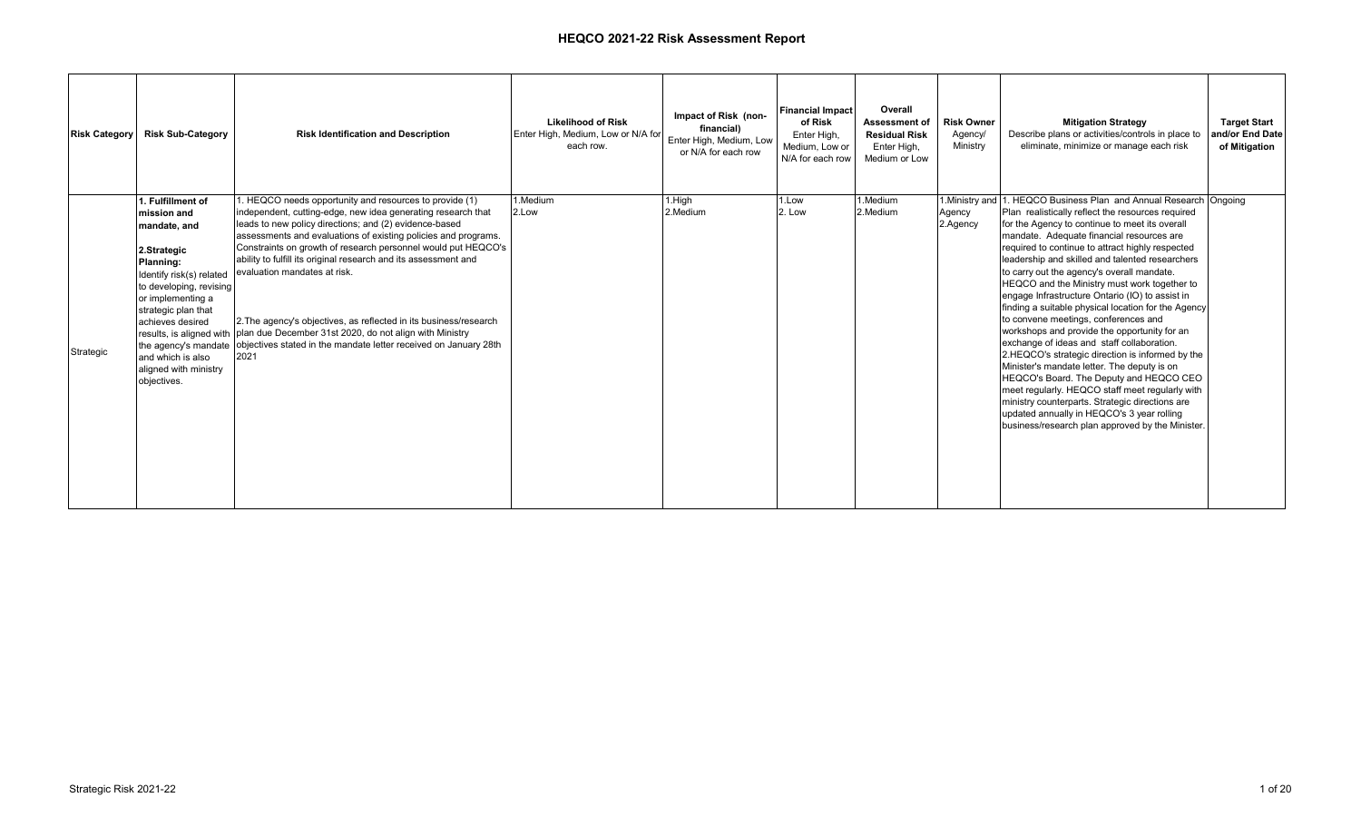# HEQCO 2021-22 Risk Assessment Report

| Risk Category | Risk Sub-Category | Risk Identification and Description | Likelihood of Risk Enter High, Medium, Low or N/A for each row. | Impact of Risk (non-financial) Enter High, Medium, Low or N/A for each row | Financial Impact of Risk Enter High, Medium, Low or N/A for each row | Overall Assessment of Residual Risk Enter High, Medium or Low | Risk Owner Agency/ Ministry | Mitigation Strategy Describe plans or activities/controls in place to eliminate, minimize or manage each risk | Target Start and/or End Date of Mitigation |
|---|---|---|---|---|---|---|---|---|---|
| Strategic | **1. Fulfillment of mission and mandate, and**<br><br>**2.Strategic Planning:** Identify risk(s) related to developing, revising or implementing a strategic plan that achieves desired results, is aligned with the agency's mandate and which is also aligned with ministry objectives. | 1. HEQCO needs opportunity and resources to provide (1) independent, cutting-edge, new idea generating research that leads to new policy directions; and (2) evidence-based assessments and evaluations of existing policies and programs. Constraints on growth of research personnel would put HEQCO's ability to fulfill its original research and its assessment and evaluation mandates at risk.<br><br>2.The agency's objectives, as reflected in its business/research plan due December 31st 2020, do not align with Ministry objectives stated in the mandate letter received on January 28th 2021 | 1.Medium<br>2.Low | 1.High<br>2.Medium | 1.Low<br>2. Low | 1.Medium<br>2.Medium | 1.Ministry and Agency<br>2.Agency | 1. HEQCO Business Plan and Annual Research Plan realistically reflect the resources required for the Agency to continue to meet its overall mandate. Adequate financial resources are required to continue to attract highly respected leadership and skilled and talented researchers to carry out the agency's overall mandate. HEQCO and the Ministry must work together to engage Infrastructure Ontario (IO) to assist in finding a suitable physical location for the Agency to convene meetings, conferences and workshops and provide the opportunity for an exchange of ideas and staff collaboration.<br>2.HEQCO's strategic direction is informed by the Minister's mandate letter. The deputy is on HEQCO's Board. The Deputy and HEQCO CEO meet regularly. HEQCO staff meet regularly with ministry counterparts. Strategic directions are updated annually in HEQCO's 3 year rolling business/research plan approved by the Minister. | Ongoing |

Strategic Risk 2021-22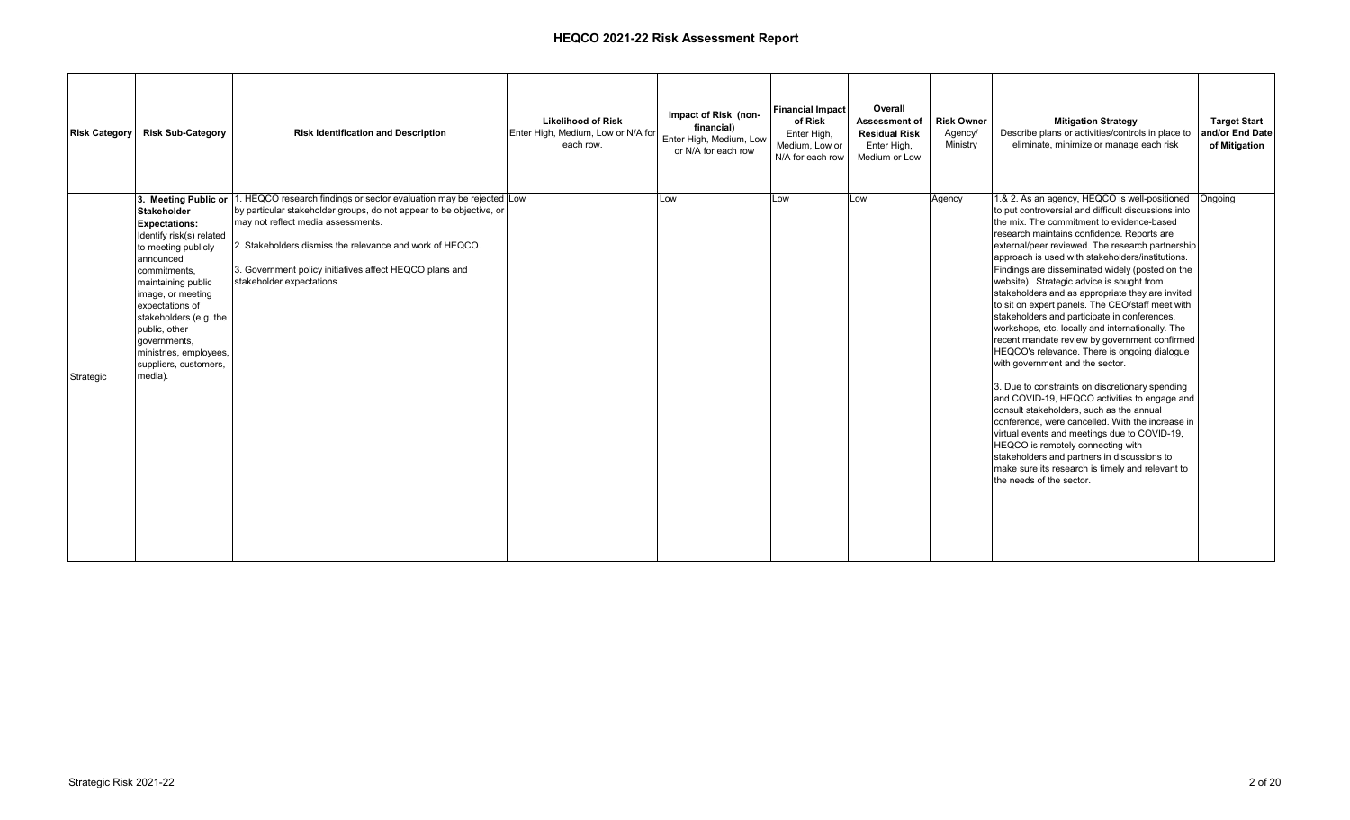# HEQCO 2021-22 Risk Assessment Report

| Risk Category | Risk Sub-Category | Risk Identification and Description | Likelihood of Risk Enter High, Medium, Low or N/A for each row. | Impact of Risk (non-financial) Enter High, Medium, Low or N/A for each row | Financial Impact of Risk Enter High, Medium, Low or N/A for each row | Overall Assessment of Residual Risk Enter High, Medium or Low | Risk Owner Agency/ Ministry | Mitigation Strategy Describe plans or activities/controls in place to eliminate, minimize or manage each risk | Target Start and/or End Date of Mitigation |
|---|---|---|---|---|---|---|---|---|---|
| Strategic | **3. Meeting Public or Stakeholder Expectations:** Identify risk(s) related to meeting publicly announced commitments, maintaining public image, or meeting expectations of stakeholders (e.g. the public, other governments, ministries, employees, suppliers, customers, media). | 1. HEQCO research findings or sector evaluation may be rejected by particular stakeholder groups, do not appear to be objective, or may not reflect media assessments.<br><br>2. Stakeholders dismiss the relevance and work of HEQCO.<br><br>3. Government policy initiatives affect HEQCO plans and stakeholder expectations. | Low | Low | Low | Low | Agency | 1.& 2. As an agency, HEQCO is well-positioned to put controversial and difficult discussions into the mix. The commitment to evidence-based research maintains confidence. Reports are external/peer reviewed. The research partnership approach is used with stakeholders/institutions. Findings are disseminated widely (posted on the website). Strategic advice is sought from stakeholders and as appropriate they are invited to sit on expert panels. The CEO/staff meet with stakeholders and participate in conferences, workshops, etc. locally and internationally. The recent mandate review by government confirmed HEQCO's relevance. There is ongoing dialogue with government and the sector.<br><br>3. Due to constraints on discretionary spending and COVID-19, HEQCO activities to engage and consult stakeholders, such as the annual conference, were cancelled. With the increase in virtual events and meetings due to COVID-19, HEQCO is remotely connecting with stakeholders and partners in discussions to make sure its research is timely and relevant to the needs of the sector. | Ongoing |

Strategic Risk 2021-22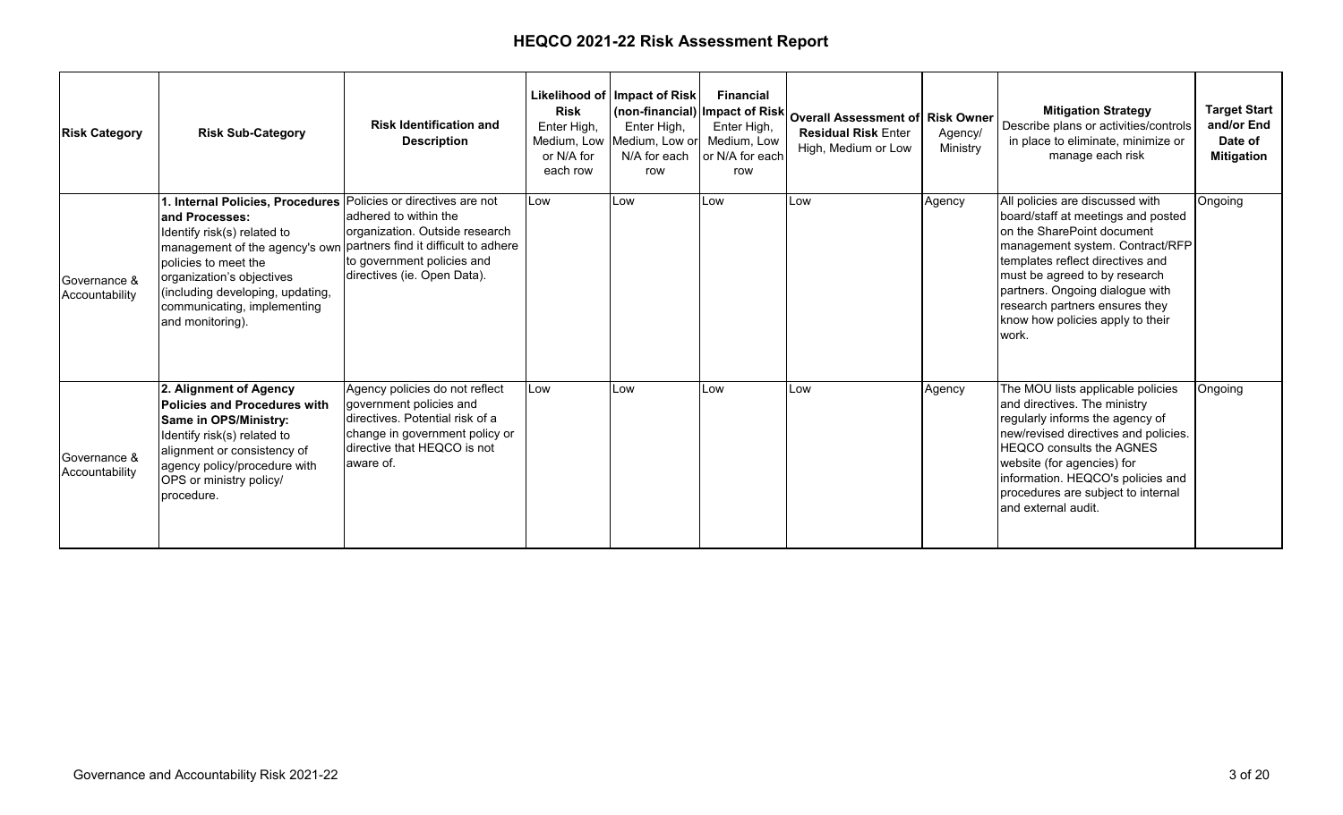# HEQCO 2021-22 Risk Assessment Report

| Risk Category | Risk Sub-Category | Risk Identification and Description | Likelihood of Risk Enter High, Medium, Low or N/A for each row | Impact of Risk (non-financial) Enter High, Medium, Low or N/A for each row | Financial Impact of Risk Enter High, Medium, Low or N/A for each row | Overall Assessment of Residual Risk Enter High, Medium or Low | Risk Owner Agency/ Ministry | Mitigation Strategy Describe plans or activities/controls in place to eliminate, minimize or manage each risk | Target Start and/or End Date of Mitigation |
|---|---|---|---|---|---|---|---|---|---|
| Governance & Accountability | **1. Internal Policies, Procedures and Processes:** Identify risk(s) related to management of the agency's own policies to meet the organization's objectives (including developing, updating, communicating, implementing and monitoring). | Policies or directives are not adhered to within the organization. Outside research partners find it difficult to adhere to government policies and directives (ie. Open Data). | Low | Low | Low | Low | Agency | All policies are discussed with board/staff at meetings and posted on the SharePoint document management system. Contract/RFP templates reflect directives and must be agreed to by research partners. Ongoing dialogue with research partners ensures they know how policies apply to their work. | Ongoing |
| Governance & Accountability | **2. Alignment of Agency Policies and Procedures with Same in OPS/Ministry:** Identify risk(s) related to alignment or consistency of agency policy/procedure with OPS or ministry policy/ procedure. | Agency policies do not reflect government policies and directives. Potential risk of a change in government policy or directive that HEQCO is not aware of. | Low | Low | Low | Low | Agency | The MOU lists applicable policies and directives. The ministry regularly informs the agency of new/revised directives and policies. HEQCO consults the AGNES website (for agencies) for information. HEQCO's policies and procedures are subject to internal and external audit. | Ongoing |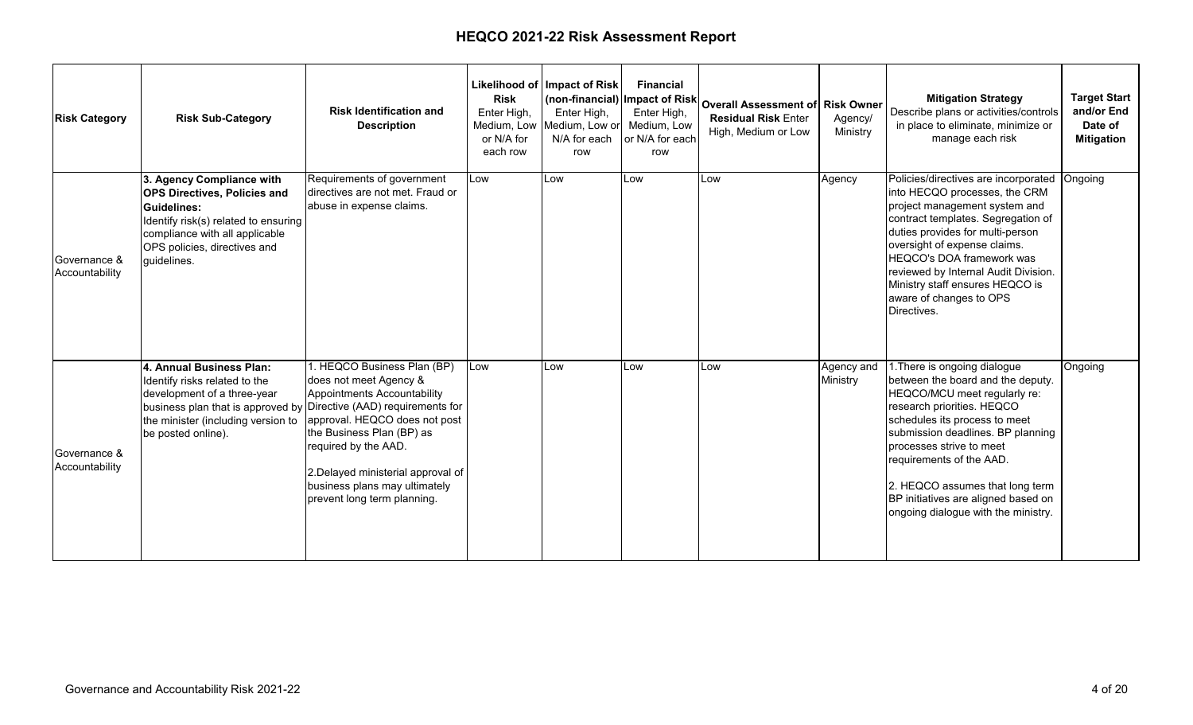# HEQCO 2021-22 Risk Assessment Report

| Risk Category | Risk Sub-Category | Risk Identification and Description | Likelihood of Risk Enter High, Medium, Low or N/A for each row | Impact of Risk (non-financial) Enter High, Medium, Low or N/A for each row | Financial Impact of Risk Enter High, Medium, Low or N/A for each row | Overall Assessment of Residual Risk Enter High, Medium or Low | Risk Owner Agency/ Ministry | Mitigation Strategy Describe plans or activities/controls in place to eliminate, minimize or manage each risk | Target Start and/or End Date of Mitigation |
|---|---|---|---|---|---|---|---|---|---|
| Governance & Accountability | **3. Agency Compliance with OPS Directives, Policies and Guidelines:** Identify risk(s) related to ensuring compliance with all applicable OPS policies, directives and guidelines. | Requirements of government directives are not met. Fraud or abuse in expense claims. | Low | Low | Low | Low | Agency | Policies/directives are incorporated into HECQO processes, the CRM project management system and contract templates. Segregation of duties provides for multi-person oversight of expense claims. HEQCO's DOA framework was reviewed by Internal Audit Division. Ministry staff ensures HEQCO is aware of changes to OPS Directives. | Ongoing |
| Governance & Accountability | **4. Annual Business Plan:** Identify risks related to the development of a three-year business plan that is approved by the minister (including version to be posted online). | 1. HEQCO Business Plan (BP) does not meet Agency & Appointments Accountability Directive (AAD) requirements for approval. HEQCO does not post the Business Plan (BP) as required by the AAD.<br><br>2.Delayed ministerial approval of business plans may ultimately prevent long term planning. | Low | Low | Low | Low | Agency and Ministry | 1.There is ongoing dialogue between the board and the deputy. HEQCO/MCU meet regularly re: research priorities. HEQCO schedules its process to meet submission deadlines. BP planning processes strive to meet requirements of the AAD.<br><br>2. HEQCO assumes that long term BP initiatives are aligned based on ongoing dialogue with the ministry. | Ongoing |

Governance and Accountability Risk 2021-22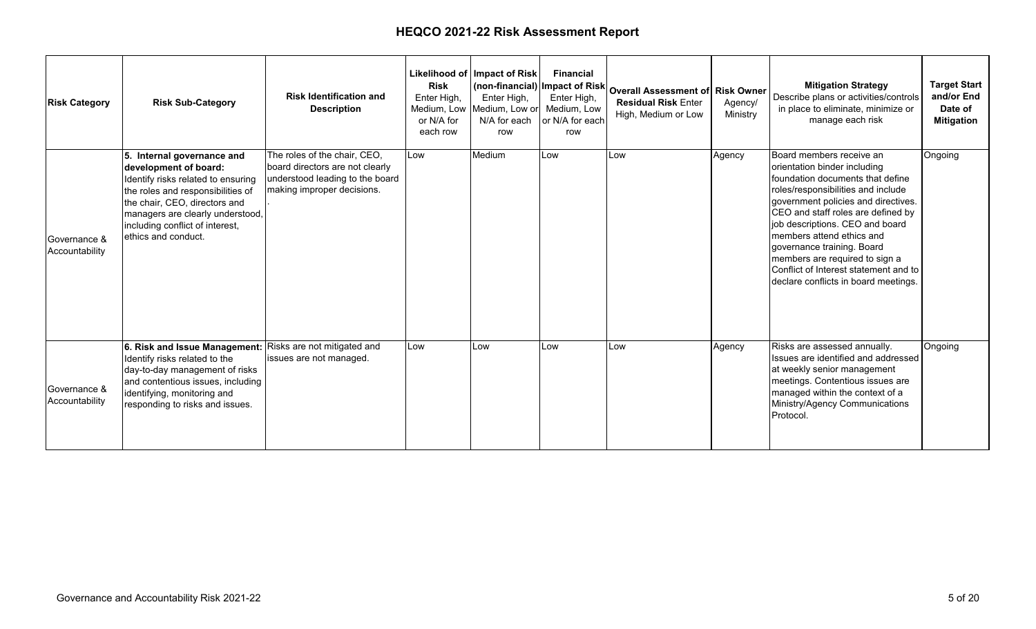# HEQCO 2021-22 Risk Assessment Report

| Risk Category | Risk Sub-Category | Risk Identification and Description | Likelihood of Risk Enter High, Medium, Low or N/A for each row | Impact of Risk (non-financial) Enter High, Medium, Low or N/A for each row | Financial Impact of Risk Enter High, Medium, Low or N/A for each row | Overall Assessment of Residual Risk Enter High, Medium or Low | Risk Owner Agency/ Ministry | Mitigation Strategy Describe plans or activities/controls in place to eliminate, minimize or manage each risk | Target Start and/or End Date of Mitigation |
|---|---|---|---|---|---|---|---|---|---|
| Governance & Accountability | **5. Internal governance and development of board:** Identify risks related to ensuring the roles and responsibilities of the chair, CEO, directors and managers are clearly understood, including conflict of interest, ethics and conduct. | The roles of the chair, CEO, board directors are not clearly understood leading to the board making improper decisions. . | Low | Medium | Low | Low | Agency | Board members receive an orientation binder including foundation documents that define roles/responsibilities and include government policies and directives. CEO and staff roles are defined by job descriptions. CEO and board members attend ethics and governance training. Board members are required to sign a Conflict of Interest statement and to declare conflicts in board meetings. | Ongoing |
| Governance & Accountability | **6. Risk and Issue Management:** Identify risks related to the day-to-day management of risks and contentious issues, including identifying, monitoring and responding to risks and issues. | Risks are not mitigated and issues are not managed. | Low | Low | Low | Low | Agency | Risks are assessed annually. Issues are identified and addressed at weekly senior management meetings. Contentious issues are managed within the context of a Ministry/Agency Communications Protocol. | Ongoing |

Governance and Accountability Risk 2021-22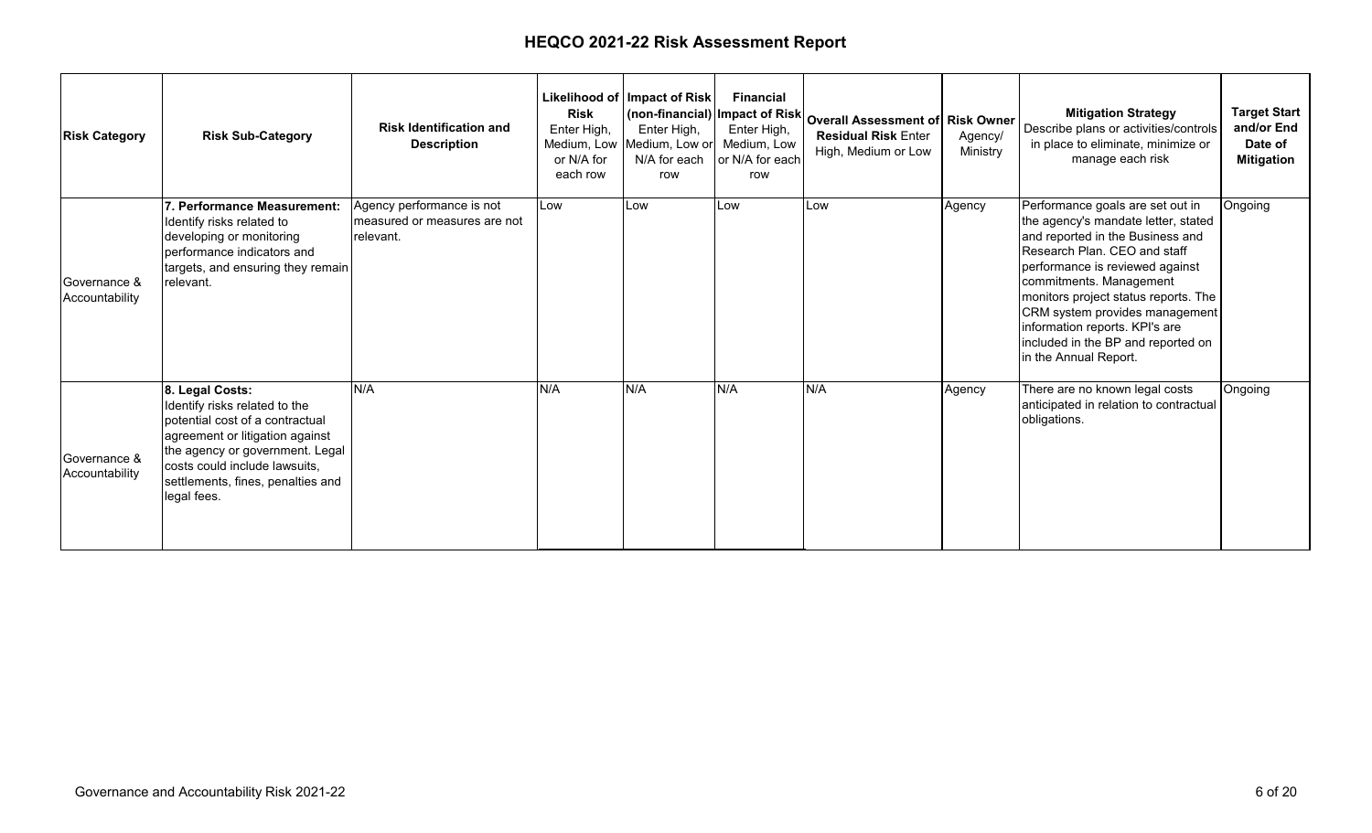# HEQCO 2021-22 Risk Assessment Report

| Risk Category | Risk Sub-Category | Risk Identification and Description | Likelihood of Risk Enter High, Medium, Low or N/A for each row | Impact of Risk (non-financial) Enter High, Medium, Low or N/A for each row | Financial Impact of Risk Enter High, Medium, Low or N/A for each row | Overall Assessment of Residual Risk Enter High, Medium or Low | Risk Owner Agency/ Ministry | Mitigation Strategy Describe plans or activities/controls in place to eliminate, minimize or manage each risk | Target Start and/or End Date of Mitigation |
|---|---|---|---|---|---|---|---|---|---|
| Governance & Accountability | **7. Performance Measurement:** Identify risks related to developing or monitoring performance indicators and targets, and ensuring they remain relevant. | Agency performance is not measured or measures are not relevant. | Low | Low | Low | Low | Agency | Performance goals are set out in the agency's mandate letter, stated and reported in the Business and Research Plan. CEO and staff performance is reviewed against commitments. Management monitors project status reports. The CRM system provides management information reports. KPI's are included in the BP and reported on in the Annual Report. | Ongoing |
| Governance & Accountability | **8. Legal Costs:** Identify risks related to the potential cost of a contractual agreement or litigation against the agency or government. Legal costs could include lawsuits, settlements, fines, penalties and legal fees. | N/A | N/A | N/A | N/A | N/A | Agency | There are no known legal costs anticipated in relation to contractual obligations. | Ongoing |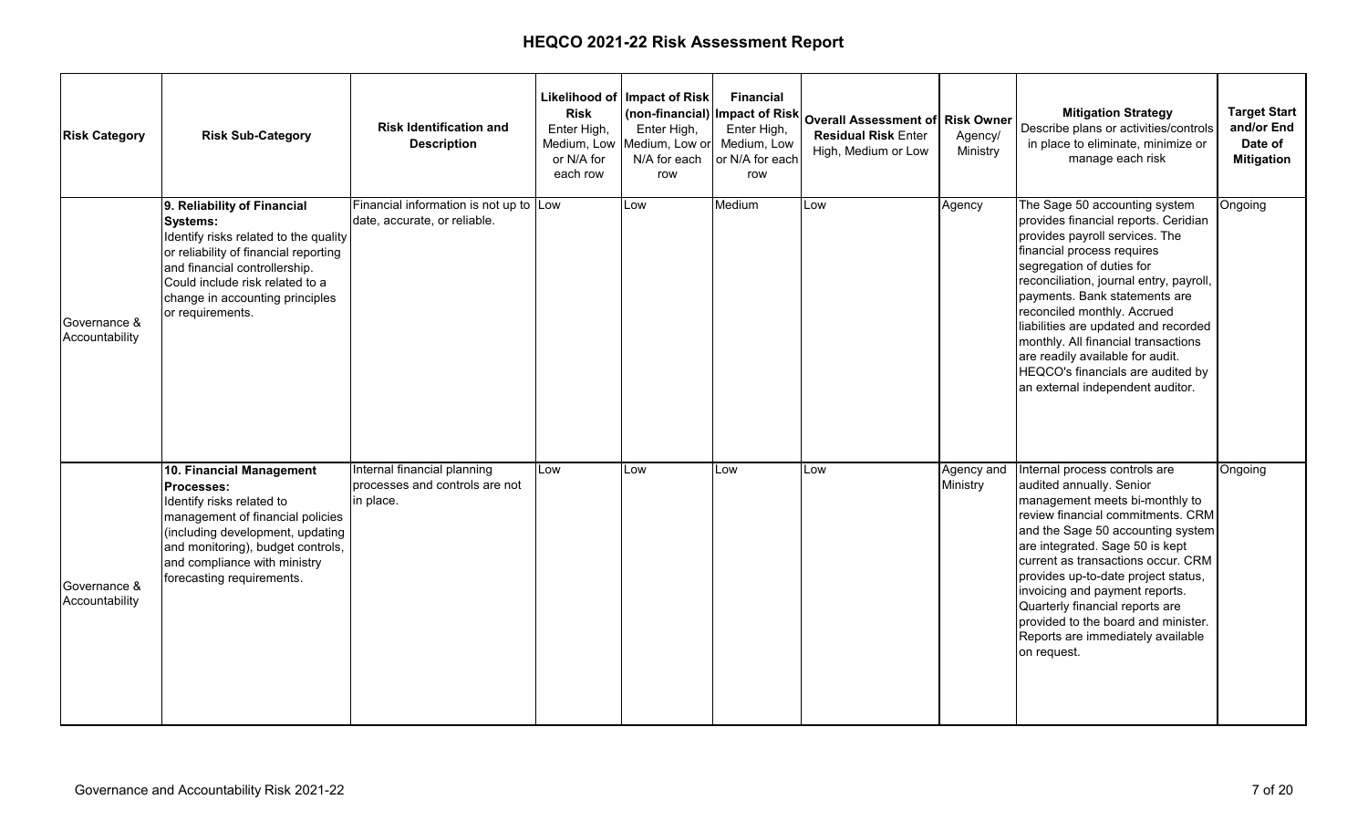# HEQCO 2021-22 Risk Assessment Report

| Risk Category | Risk Sub-Category | Risk Identification and Description | Likelihood of Risk Enter High, Medium, Low or N/A for each row | Impact of Risk (non-financial) Enter High, Medium, Low or N/A for each row | Financial Impact of Risk Enter High, Medium, Low or N/A for each row | Overall Assessment of Residual Risk Enter High, Medium or Low | Risk Owner Agency/ Ministry | Mitigation Strategy Describe plans or activities/controls in place to eliminate, minimize or manage each risk | Target Start and/or End Date of Mitigation |
|---|---|---|---|---|---|---|---|---|---|
| Governance & Accountability | **9. Reliability of Financial Systems:** Identify risks related to the quality or reliability of financial reporting and financial controllership. Could include risk related to a change in accounting principles or requirements. | Financial information is not up to date, accurate, or reliable. | Low | Low | Medium | Low | Agency | The Sage 50 accounting system provides financial reports. Ceridian provides payroll services. The financial process requires segregation of duties for reconciliation, journal entry, payroll, payments. Bank statements are reconciled monthly. Accrued liabilities are updated and recorded monthly. All financial transactions are readily available for audit. HEQCO's financials are audited by an external independent auditor. | Ongoing |
| Governance & Accountability | **10. Financial Management Processes:** Identify risks related to management of financial policies (including development, updating and monitoring), budget controls, and compliance with ministry forecasting requirements. | Internal financial planning processes and controls are not in place. | Low | Low | Low | Low | Agency and Ministry | Internal process controls are audited annually. Senior management meets bi-monthly to review financial commitments. CRM and the Sage 50 accounting system are integrated. Sage 50 is kept current as transactions occur. CRM provides up-to-date project status, invoicing and payment reports. Quarterly financial reports are provided to the board and minister. Reports are immediately available on request. | Ongoing |

Governance and Accountability Risk 2021-22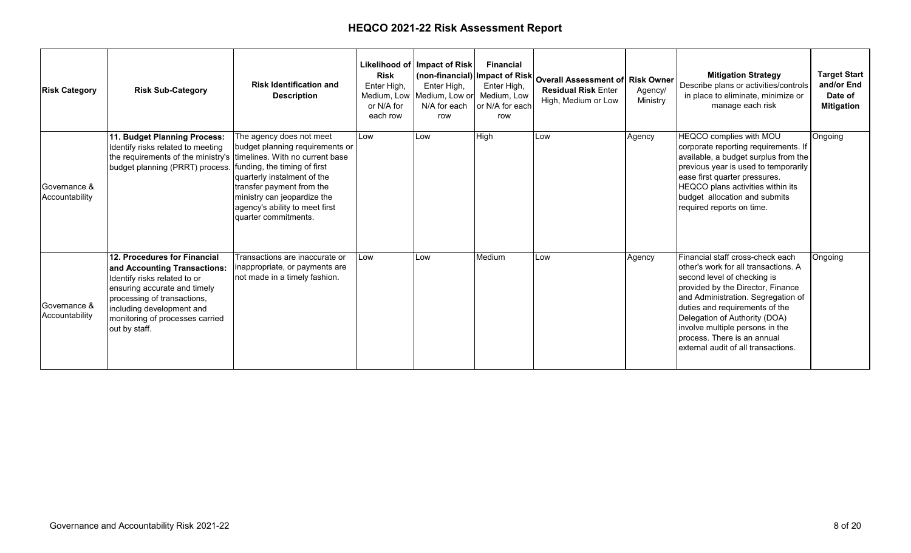# HEQCO 2021-22 Risk Assessment Report

| Risk Category | Risk Sub-Category | Risk Identification and Description | Likelihood of Risk Enter High, Medium, Low or N/A for each row | Impact of Risk (non-financial) Enter High, Medium, Low or N/A for each row | Financial Impact of Risk Enter High, Medium, Low or N/A for each row | Overall Assessment of Residual Risk Enter High, Medium or Low | Risk Owner Agency/ Ministry | Mitigation Strategy Describe plans or activities/controls in place to eliminate, minimize or manage each risk | Target Start and/or End Date of Mitigation |
|---|---|---|---|---|---|---|---|---|---|
| Governance & Accountability | **11. Budget Planning Process:** Identify risks related to meeting the requirements of the ministry's budget planning (PRRT) process. | The agency does not meet budget planning requirements or timelines. With no current base funding, the timing of first quarterly instalment of the transfer payment from the ministry can jeopardize the agency's ability to meet first quarter commitments. | Low | Low | High | Low | Agency | HEQCO complies with MOU corporate reporting requirements. If available, a budget surplus from the previous year is used to temporarily ease first quarter pressures. HEQCO plans activities within its budget allocation and submits required reports on time. | Ongoing |
| Governance & Accountability | **12. Procedures for Financial and Accounting Transactions:** Identify risks related to or ensuring accurate and timely processing of transactions, including development and monitoring of processes carried out by staff. | Transactions are inaccurate or inappropriate, or payments are not made in a timely fashion. | Low | Low | Medium | Low | Agency | Financial staff cross-check each other's work for all transactions. A second level of checking is provided by the Director, Finance and Administration. Segregation of duties and requirements of the Delegation of Authority (DOA) involve multiple persons in the process. There is an annual external audit of all transactions. | Ongoing |

Governance and Accountability Risk 2021-22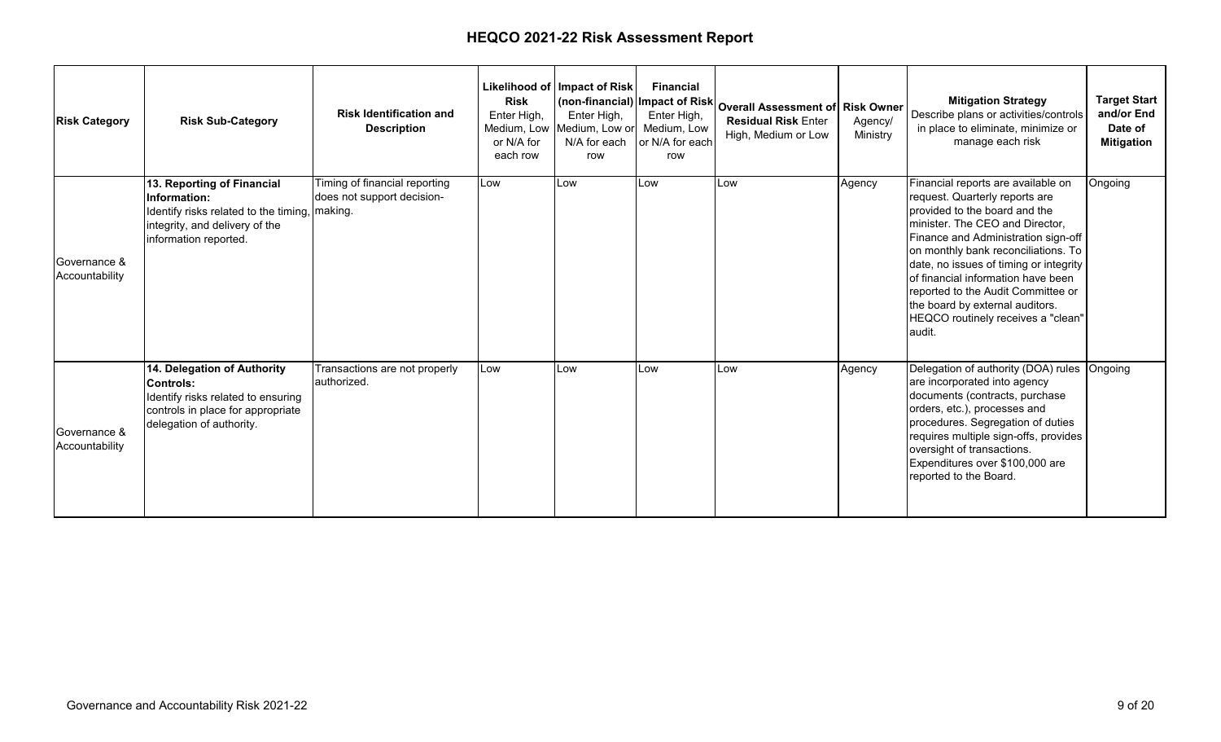# HEQCO 2021-22 Risk Assessment Report

| Risk Category | Risk Sub-Category | Risk Identification and Description | Likelihood of Risk Enter High, Medium, Low or N/A for each row | Impact of Risk (non-financial) Enter High, Medium, Low or N/A for each row | Financial Impact of Risk Enter High, Medium, Low or N/A for each row | Overall Assessment of Residual Risk Enter High, Medium or Low | Risk Owner Agency/ Ministry | Mitigation Strategy Describe plans or activities/controls in place to eliminate, minimize or manage each risk | Target Start and/or End Date of Mitigation |
|---|---|---|---|---|---|---|---|---|---|
| Governance & Accountability | **13. Reporting of Financial Information:** Identify risks related to the timing, integrity, and delivery of the information reported. | Timing of financial reporting does not support decision-making. | Low | Low | Low | Low | Agency | Financial reports are available on request. Quarterly reports are provided to the board and the minister. The CEO and Director, Finance and Administration sign-off on monthly bank reconciliations. To date, no issues of timing or integrity of financial information have been reported to the Audit Committee or the board by external auditors. HEQCO routinely receives a "clean" audit. | Ongoing |
| Governance & Accountability | **14. Delegation of Authority Controls:** Identify risks related to ensuring controls in place for appropriate delegation of authority. | Transactions are not properly authorized. | Low | Low | Low | Low | Agency | Delegation of authority (DOA) rules are incorporated into agency documents (contracts, purchase orders, etc.), processes and procedures. Segregation of duties requires multiple sign-offs, provides oversight of transactions. Expenditures over $100,000 are reported to the Board. | Ongoing |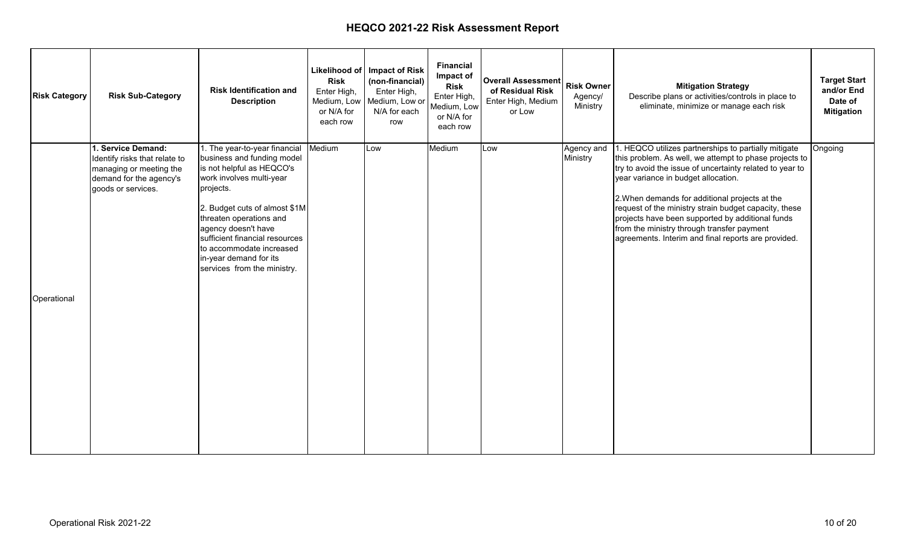# HEQCO 2021-22 Risk Assessment Report

| Risk Category | Risk Sub-Category | Risk Identification and Description | Likelihood of Risk Enter High, Medium, Low or N/A for each row | Impact of Risk (non-financial) Enter High, Medium, Low or N/A for each row | Financial Impact of Risk Enter High, Medium, Low or N/A for each row | Overall Assessment of Residual Risk Enter High, Medium or Low | Risk Owner Agency/ Ministry | Mitigation Strategy Describe plans or activities/controls in place to eliminate, minimize or manage each risk | Target Start and/or End Date of Mitigation |
|---|---|---|---|---|---|---|---|---|---|
| Operational | **1. Service Demand:** Identify risks that relate to managing or meeting the demand for the agency's goods or services. | 1. The year-to-year financial business and funding model is not helpful as HEQCO's work involves multi-year projects.<br><br>2. Budget cuts of almost $1M threaten operations and agency doesn't have sufficient financial resources to accommodate increased in-year demand for its services from the ministry. | Medium | Low | Medium | Low | Agency and Ministry | 1. HEQCO utilizes partnerships to partially mitigate this problem. As well, we attempt to phase projects to try to avoid the issue of uncertainty related to year to year variance in budget allocation.<br><br>2.When demands for additional projects at the request of the ministry strain budget capacity, these projects have been supported by additional funds from the ministry through transfer payment agreements. Interim and final reports are provided. | Ongoing |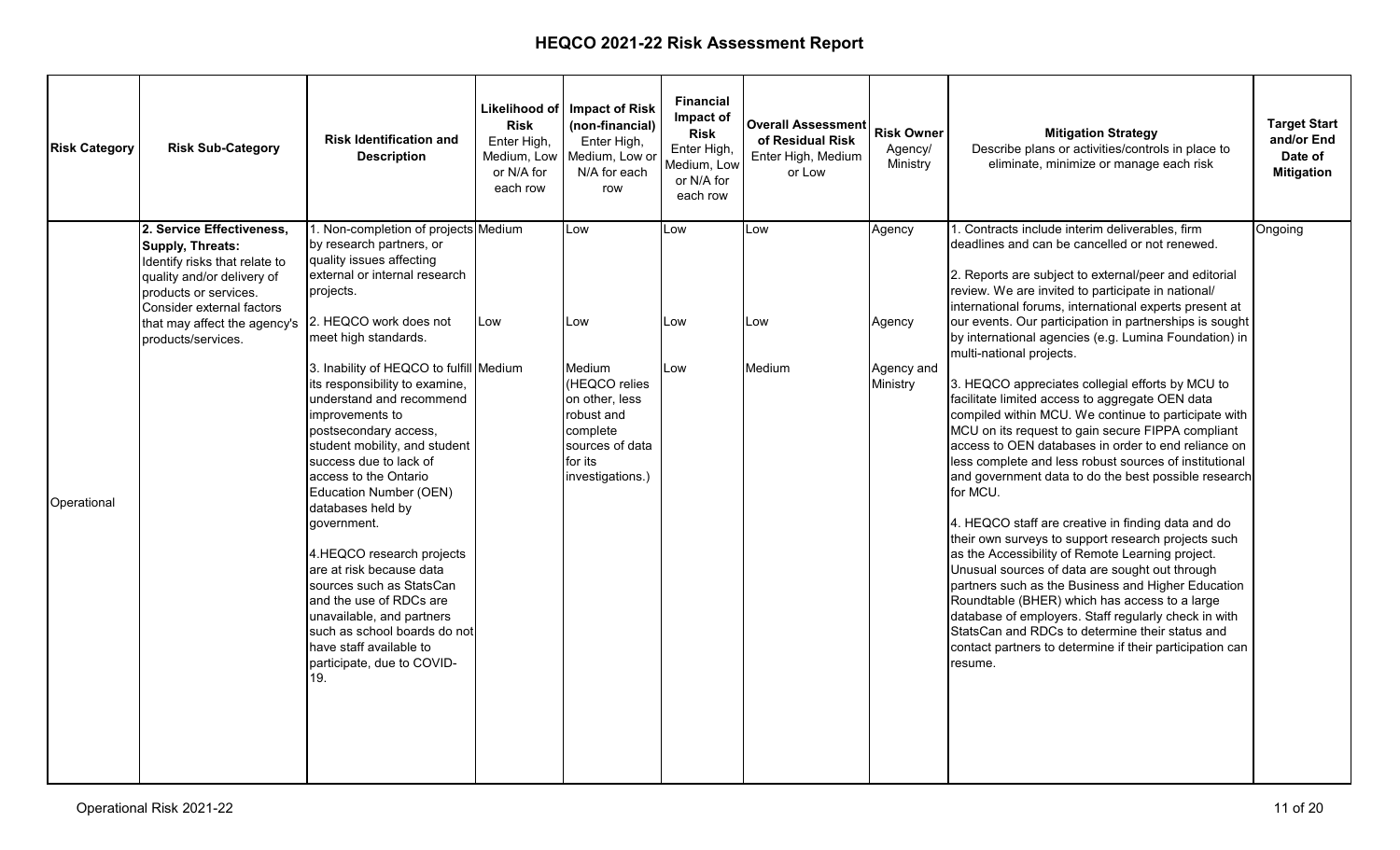# HEQCO 2021-22 Risk Assessment Report

| Risk Category | Risk Sub-Category | Risk Identification and Description | Likelihood of Risk Enter High, Medium, Low or N/A for each row | Impact of Risk (non-financial) Enter High, Medium, Low or N/A for each row | Financial Impact of Risk Enter High, Medium, Low or N/A for each row | Overall Assessment of Residual Risk Enter High, Medium or Low | Risk Owner Agency/ Ministry | Mitigation Strategy Describe plans or activities/controls in place to eliminate, minimize or manage each risk | Target Start and/or End Date of Mitigation |
|---|---|---|---|---|---|---|---|---|---|
| Operational | **2. Service Effectiveness, Supply, Threats:** Identify risks that relate to quality and/or delivery of products or services. Consider external factors that may affect the agency's products/services. | 1. Non-completion of projects by research partners, or quality issues affecting external or internal research projects. | Medium | Low | Low | Low | Agency | 1. Contracts include interim deliverables, firm deadlines and can be cancelled or not renewed. | Ongoing |
| | | 2. HEQCO work does not meet high standards. | Low | Low | Low | Low | Agency | 2. Reports are subject to external/peer and editorial review. We are invited to participate in national/ international forums, international experts present at our events. Our participation in partnerships is sought by international agencies (e.g. Lumina Foundation) in multi-national projects. | |
| | | 3. Inability of HEQCO to fulfill its responsibility to examine, understand and recommend improvements to postsecondary access, student mobility, and student success due to lack of access to the Ontario Education Number (OEN) databases held by government. | Medium | Medium (HEQCO relies on other, less robust and complete sources of data for its investigations.) | Low | Medium | Agency and Ministry | 3. HEQCO appreciates collegial efforts by MCU to facilitate limited access to aggregate OEN data compiled within MCU. We continue to participate with MCU on its request to gain secure FIPPA compliant access to OEN databases in order to end reliance on less complete and less robust sources of institutional and government data to do the best possible research for MCU. | |
| | | 4. HEQCO research projects are at risk because data sources such as StatsCan and the use of RDCs are unavailable, and partners such as school boards do not have staff available to participate, due to COVID-19. | | | | | | 4. HEQCO staff are creative in finding data and do their own surveys to support research projects such as the Accessibility of Remote Learning project. Unusual sources of data are sought out through partners such as the Business and Higher Education Roundtable (BHER) which has access to a large database of employers. Staff regularly check in with StatsCan and RDCs to determine their status and contact partners to determine if their participation can resume. | |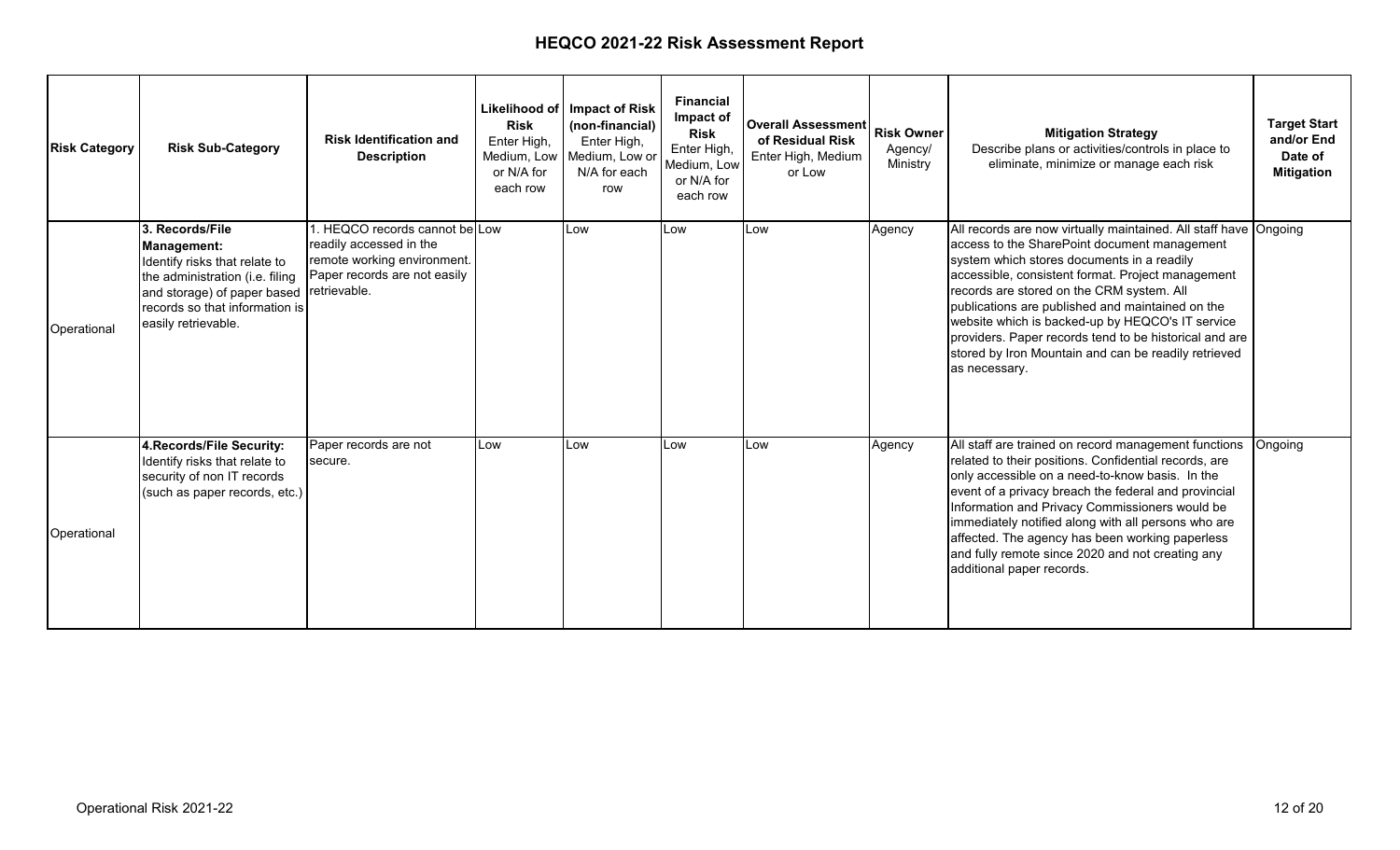# HEQCO 2021-22 Risk Assessment Report

| Risk Category | Risk Sub-Category | Risk Identification and Description | Likelihood of Risk Enter High, Medium, Low or N/A for each row | Impact of Risk (non-financial) Enter High, Medium, Low or N/A for each row | Financial Impact of Risk Enter High, Medium, Low or N/A for each row | Overall Assessment of Residual Risk Enter High, Medium or Low | Risk Owner Agency/ Ministry | Mitigation Strategy Describe plans or activities/controls in place to eliminate, minimize or manage each risk | Target Start and/or End Date of Mitigation |
|---|---|---|---|---|---|---|---|---|---|
| Operational | **3. Records/File Management:** Identify risks that relate to the administration (i.e. filing and storage) of paper based records so that information is easily retrievable. | 1. HEQCO records cannot be readily accessed in the remote working environment. Paper records are not easily retrievable. | Low | Low | Low | Low | Agency | All records are now virtually maintained. All staff have access to the SharePoint document management system which stores documents in a readily accessible, consistent format. Project management records are stored on the CRM system. All publications are published and maintained on the website which is backed-up by HEQCO's IT service providers. Paper records tend to be historical and are stored by Iron Mountain and can be readily retrieved as necessary. | Ongoing |
| Operational | **4.Records/File Security:** Identify risks that relate to security of non IT records (such as paper records, etc.) | Paper records are not secure. | Low | Low | Low | Low | Agency | All staff are trained on record management functions related to their positions. Confidential records, are only accessible on a need-to-know basis. In the event of a privacy breach the federal and provincial Information and Privacy Commissioners would be immediately notified along with all persons who are affected. The agency has been working paperless and fully remote since 2020 and not creating any additional paper records. | Ongoing |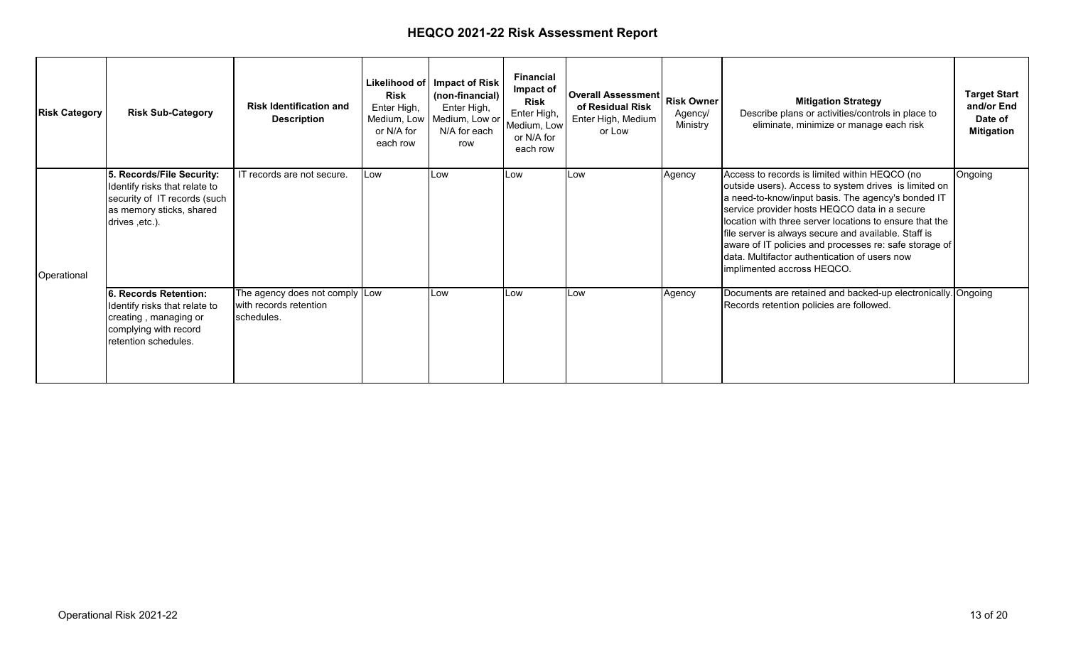# HEQCO 2021-22 Risk Assessment Report

| Risk Category | Risk Sub-Category | Risk Identification and Description | Likelihood of Risk Enter High, Medium, Low or N/A for each row | Impact of Risk (non-financial) Enter High, Medium, Low or N/A for each row | Financial Impact of Risk Enter High, Medium, Low or N/A for each row | Overall Assessment of Residual Risk Enter High, Medium or Low | Risk Owner Agency/ Ministry | Mitigation Strategy Describe plans or activities/controls in place to eliminate, minimize or manage each risk | Target Start and/or End Date of Mitigation |
|---|---|---|---|---|---|---|---|---|---|
| Operational | **5. Records/File Security:** Identify risks that relate to security of IT records (such as memory sticks, shared drives ,etc.). | IT records are not secure. | Low | Low | Low | Low | Agency | Access to records is limited within HEQCO (no outside users). Access to system drives is limited on a need-to-know/input basis. The agency's bonded IT service provider hosts HEQCO data in a secure location with three server locations to ensure that the file server is always secure and available. Staff is aware of IT policies and processes re: safe storage of data. Multifactor authentication of users now implimented accross HEQCO. | Ongoing |
| | **6. Records Retention:** Identify risks that relate to creating , managing or complying with record retention schedules. | The agency does not comply with records retention schedules. | Low | Low | Low | Low | Agency | Documents are retained and backed-up electronically. Records retention policies are followed. | Ongoing |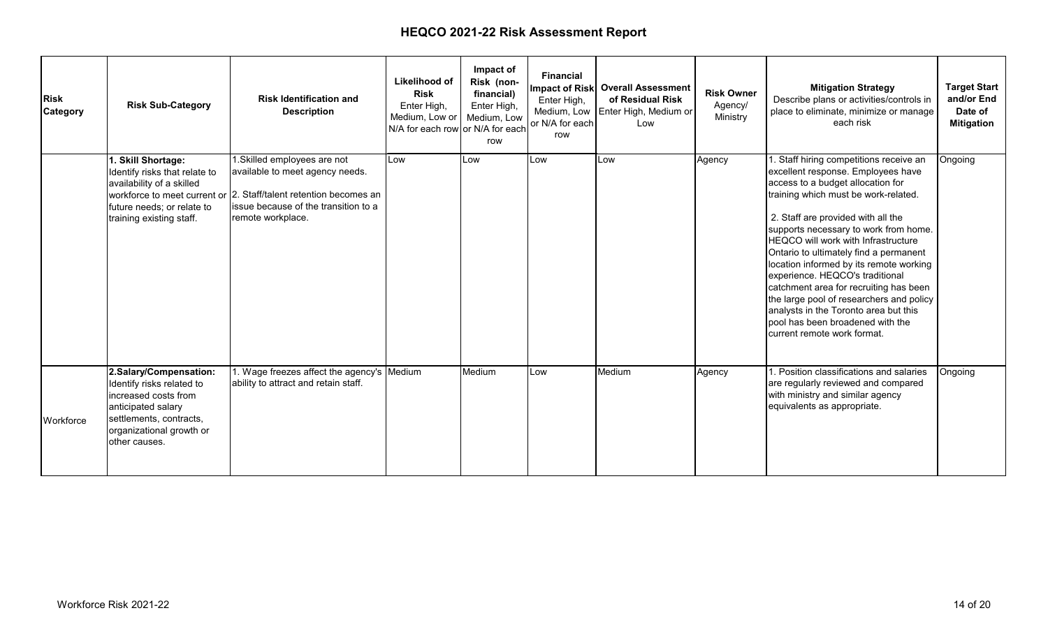# HEQCO 2021-22 Risk Assessment Report

| Risk Category | Risk Sub-Category | Risk Identification and Description | Likelihood of Risk Enter High, Medium, Low or N/A for each row | Impact of Risk (non-financial) Enter High, Medium, Low or N/A for each row | Financial Impact of Risk Enter High, Medium, Low or N/A for each row | Overall Assessment of Residual Risk Enter High, Medium or Low | Risk Owner Agency/ Ministry | Mitigation Strategy Describe plans or activities/controls in place to eliminate, minimize or manage each risk | Target Start and/or End Date of Mitigation |
|---|---|---|---|---|---|---|---|---|---|
| Workforce | **1. Skill Shortage:** Identify risks that relate to availability of a skilled workforce to meet current or future needs; or relate to training existing staff. | 1.Skilled employees are not available to meet agency needs.<br><br>2. Staff/talent retention becomes an issue because of the transition to a remote workplace. | Low | Low | Low | Low | Agency | 1. Staff hiring competitions receive an excellent response. Employees have access to a budget allocation for training which must be work-related.<br><br>2. Staff are provided with all the supports necessary to work from home. HEQCO will work with Infrastructure Ontario to ultimately find a permanent location informed by its remote working experience. HEQCO's traditional catchment area for recruiting has been the large pool of researchers and policy analysts in the Toronto area but this pool has been broadened with the current remote work format. | Ongoing |
| | **2.Salary/Compensation:** Identify risks related to increased costs from anticipated salary settlements, contracts, organizational growth or other causes. | 1. Wage freezes affect the agency's ability to attract and retain staff. | Medium | Medium | Low | Medium | Agency | 1. Position classifications and salaries are regularly reviewed and compared with ministry and similar agency equivalents as appropriate. | Ongoing |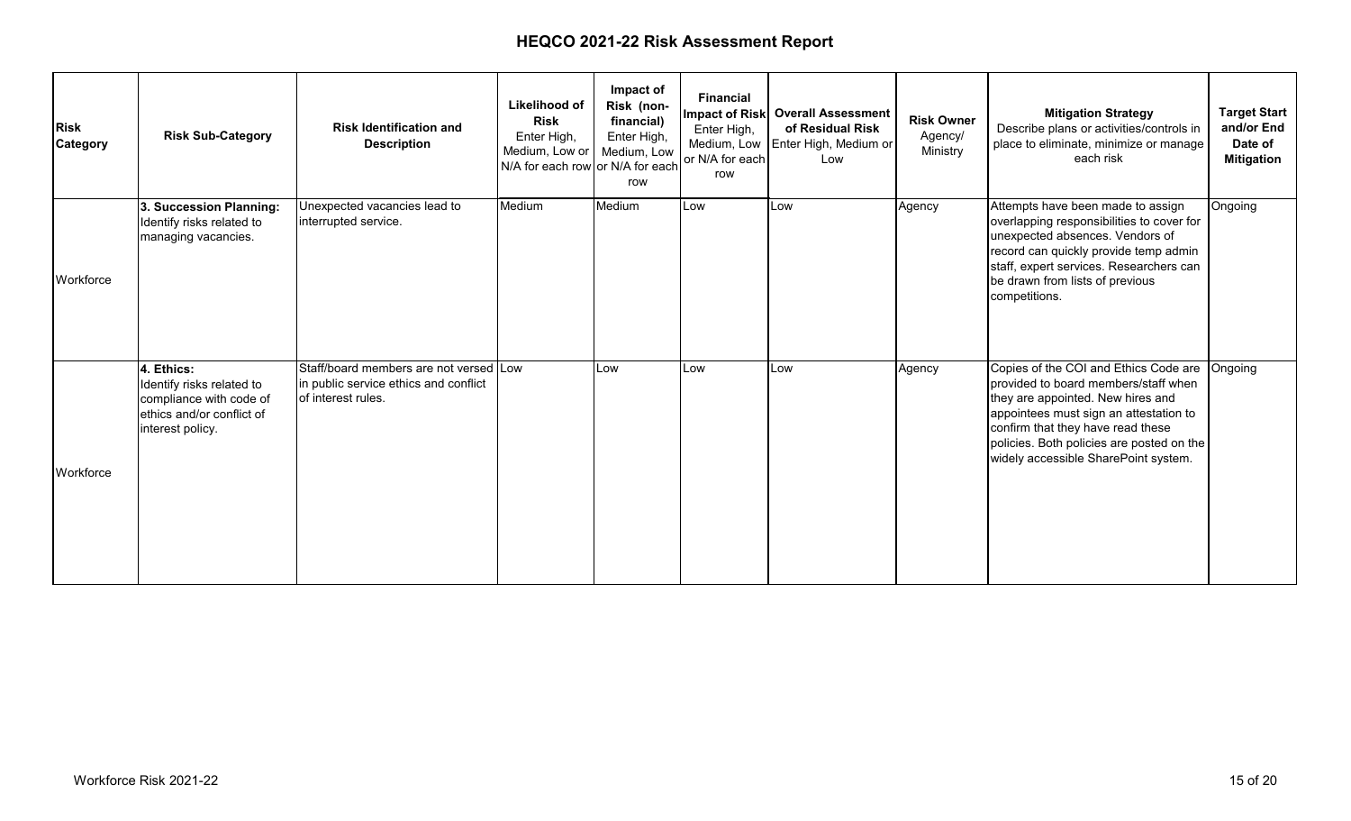# HEQCO 2021-22 Risk Assessment Report

| Risk Category | Risk Sub-Category | Risk Identification and Description | Likelihood of Risk Enter High, Medium, Low or N/A for each row | Impact of Risk (non-financial) Enter High, Medium, Low or N/A for each row | Financial Impact of Risk Enter High, Medium, Low or N/A for each row | Overall Assessment of Residual Risk Enter High, Medium or Low | Risk Owner Agency/ Ministry | Mitigation Strategy Describe plans or activities/controls in place to eliminate, minimize or manage each risk | Target Start and/or End Date of Mitigation |
|---|---|---|---|---|---|---|---|---|---|
| Workforce | **3. Succession Planning:** Identify risks related to managing vacancies. | Unexpected vacancies lead to interrupted service. | Medium | Medium | Low | Low | Agency | Attempts have been made to assign overlapping responsibilities to cover for unexpected absences. Vendors of record can quickly provide temp admin staff, expert services. Researchers can be drawn from lists of previous competitions. | Ongoing |
| Workforce | **4. Ethics:** Identify risks related to compliance with code of ethics and/or conflict of interest policy. | Staff/board members are not versed in public service ethics and conflict of interest rules. | Low | Low | Low | Low | Agency | Copies of the COI and Ethics Code are provided to board members/staff when they are appointed. New hires and appointees must sign an attestation to confirm that they have read these policies. Both policies are posted on the widely accessible SharePoint system. | Ongoing |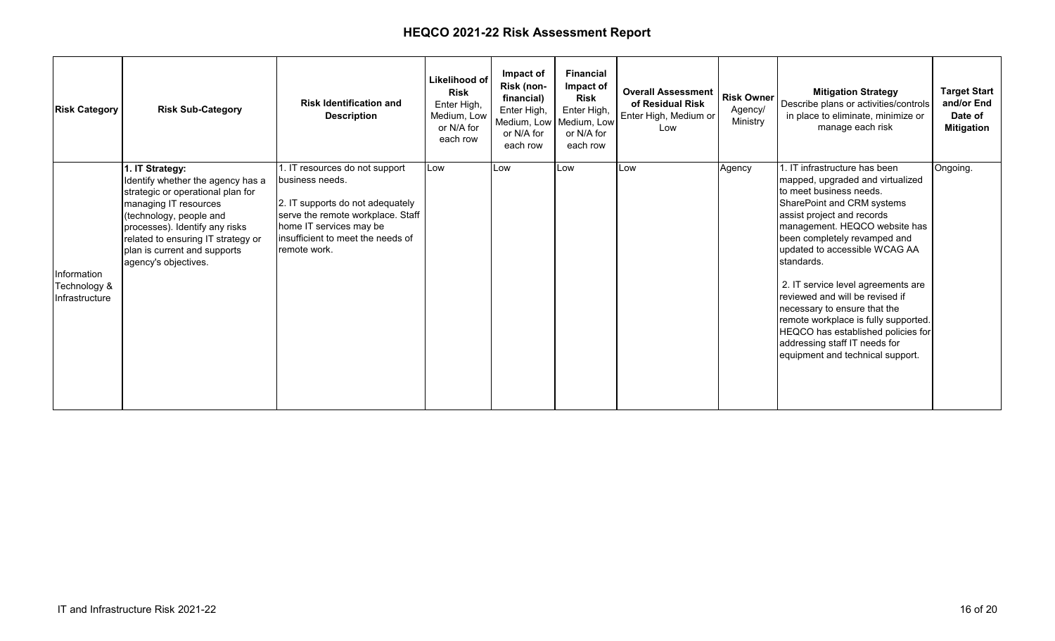# HEQCO 2021-22 Risk Assessment Report

| Risk Category | Risk Sub-Category | Risk Identification and Description | Likelihood of Risk Enter High, Medium, Low or N/A for each row | Impact of Risk (non-financial) Enter High, Medium, Low or N/A for each row | Financial Impact of Risk Enter High, Medium, Low or N/A for each row | Overall Assessment of Residual Risk Enter High, Medium or Low | Risk Owner Agency/ Ministry | Mitigation Strategy Describe plans or activities/controls in place to eliminate, minimize or manage each risk | Target Start and/or End Date of Mitigation |
|---|---|---|---|---|---|---|---|---|---|
| Information Technology & Infrastructure | **1. IT Strategy:** Identify whether the agency has a strategic or operational plan for managing IT resources (technology, people and processes). Identify any risks related to ensuring IT strategy or plan is current and supports agency's objectives. | 1. IT resources do not support business needs.<br><br>2. IT supports do not adequately serve the remote workplace. Staff home IT services may be insufficient to meet the needs of remote work. | Low | Low | Low | Low | Agency | 1. IT infrastructure has been mapped, upgraded and virtualized to meet business needs. SharePoint and CRM systems assist project and records management. HEQCO website has been completely revamped and updated to accessible WCAG AA standards.<br><br>2. IT service level agreements are reviewed and will be revised if necessary to ensure that the remote workplace is fully supported. HEQCO has established policies for addressing staff IT needs for equipment and technical support. | Ongoing. |

IT and Infrastructure Risk 2021-22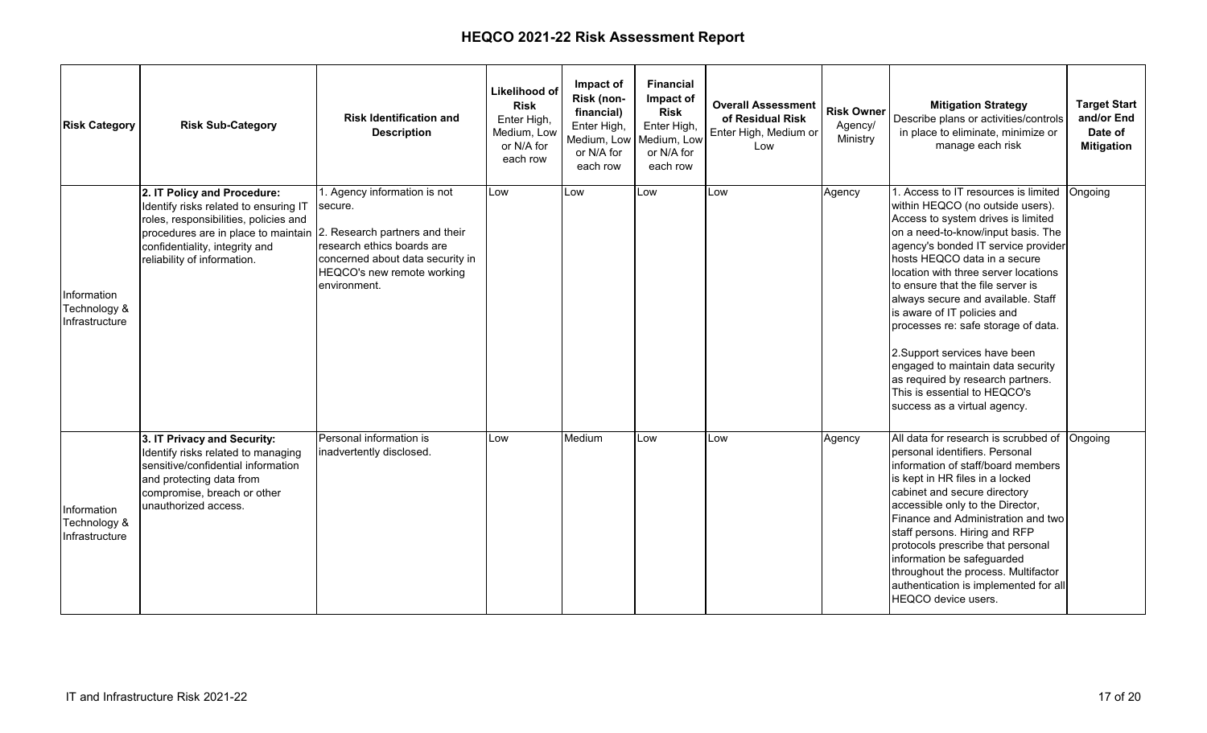# HEQCO 2021-22 Risk Assessment Report

| Risk Category | Risk Sub-Category | Risk Identification and Description | Likelihood of Risk Enter High, Medium, Low or N/A for each row | Impact of Risk (non-financial) Enter High, Medium, Low or N/A for each row | Financial Impact of Risk Enter High, Medium, Low or N/A for each row | Overall Assessment of Residual Risk Enter High, Medium or Low | Risk Owner Agency/ Ministry | Mitigation Strategy Describe plans or activities/controls in place to eliminate, minimize or manage each risk | Target Start and/or End Date of Mitigation |
|---|---|---|---|---|---|---|---|---|---|
| Information Technology & Infrastructure | **2. IT Policy and Procedure:** Identify risks related to ensuring IT roles, responsibilities, policies and procedures are in place to maintain confidentiality, integrity and reliability of information. | 1. Agency information is not secure.<br><br>2. Research partners and their research ethics boards are concerned about data security in HEQCO's new remote working environment. | Low | Low | Low | Low | Agency | 1. Access to IT resources is limited within HEQCO (no outside users). Access to system drives is limited on a need-to-know/input basis. The agency's bonded IT service provider hosts HEQCO data in a secure location with three server locations to ensure that the file server is always secure and available. Staff is aware of IT policies and processes re: safe storage of data.<br><br>2.Support services have been engaged to maintain data security as required by research partners. This is essential to HEQCO's success as a virtual agency. | Ongoing |
| Information Technology & Infrastructure | **3. IT Privacy and Security:** Identify risks related to managing sensitive/confidential information and protecting data from compromise, breach or other unauthorized access. | Personal information is inadvertently disclosed. | Low | Medium | Low | Low | Agency | All data for research is scrubbed of personal identifiers. Personal information of staff/board members is kept in HR files in a locked cabinet and secure directory accessible only to the Director, Finance and Administration and two staff persons. Hiring and RFP protocols prescribe that personal information be safeguarded throughout the process. Multifactor authentication is implemented for all HEQCO device users. | Ongoing |

IT and Infrastructure Risk 2021-22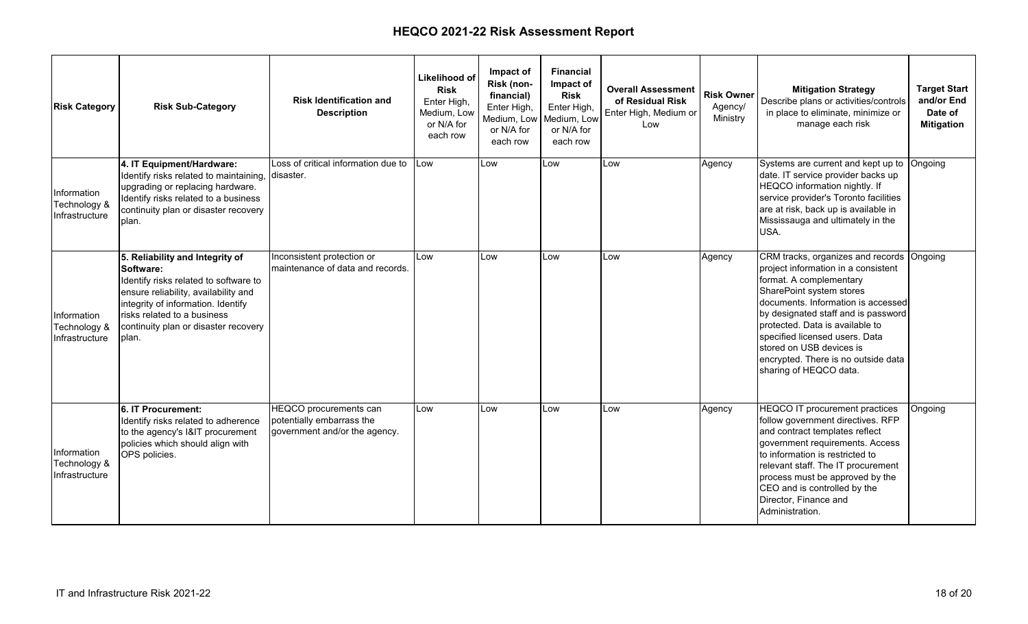# HEQCO 2021-22 Risk Assessment Report

| Risk Category | Risk Sub-Category | Risk Identification and Description | Likelihood of Risk Enter High, Medium, Low or N/A for each row | Impact of Risk (non-financial) Enter High, Medium, Low or N/A for each row | Financial Impact of Risk Enter High, Medium, Low or N/A for each row | Overall Assessment of Residual Risk Enter High, Medium or Low | Risk Owner Agency/ Ministry | Mitigation Strategy Describe plans or activities/controls in place to eliminate, minimize or manage each risk | Target Start and/or End Date of Mitigation |
|---|---|---|---|---|---|---|---|---|---|
| Information Technology & Infrastructure | **4. IT Equipment/Hardware:** Identify risks related to maintaining, upgrading or replacing hardware. Identify risks related to a business continuity plan or disaster recovery plan. | Loss of critical information due to disaster. | Low | Low | Low | Low | Agency | Systems are current and kept up to date. IT service provider backs up HEQCO information nightly. If service provider's Toronto facilities are at risk, back up is available in Mississauga and ultimately in the USA. | Ongoing |
| Information Technology & Infrastructure | **5. Reliability and Integrity of Software:** Identify risks related to software to ensure reliability, availability and integrity of information. Identify risks related to a business continuity plan or disaster recovery plan. | Inconsistent protection or maintenance of data and records. | Low | Low | Low | Low | Agency | CRM tracks, organizes and records project information in a consistent format. A complementary SharePoint system stores documents. Information is accessed by designated staff and is password protected. Data is available to specified licensed users. Data stored on USB devices is encrypted. There is no outside data sharing of HEQCO data. | Ongoing |
| Information Technology & Infrastructure | **6. IT Procurement:** Identify risks related to adherence to the agency's I&IT procurement policies which should align with OPS policies. | HEQCO procurements can potentially embarrass the government and/or the agency. | Low | Low | Low | Low | Agency | HEQCO IT procurement practices follow government directives. RFP and contract templates reflect government requirements. Access to information is restricted to relevant staff. The IT procurement process must be approved by the CEO and is controlled by the Director, Finance and Administration. | Ongoing |

IT and Infrastructure Risk 2021-22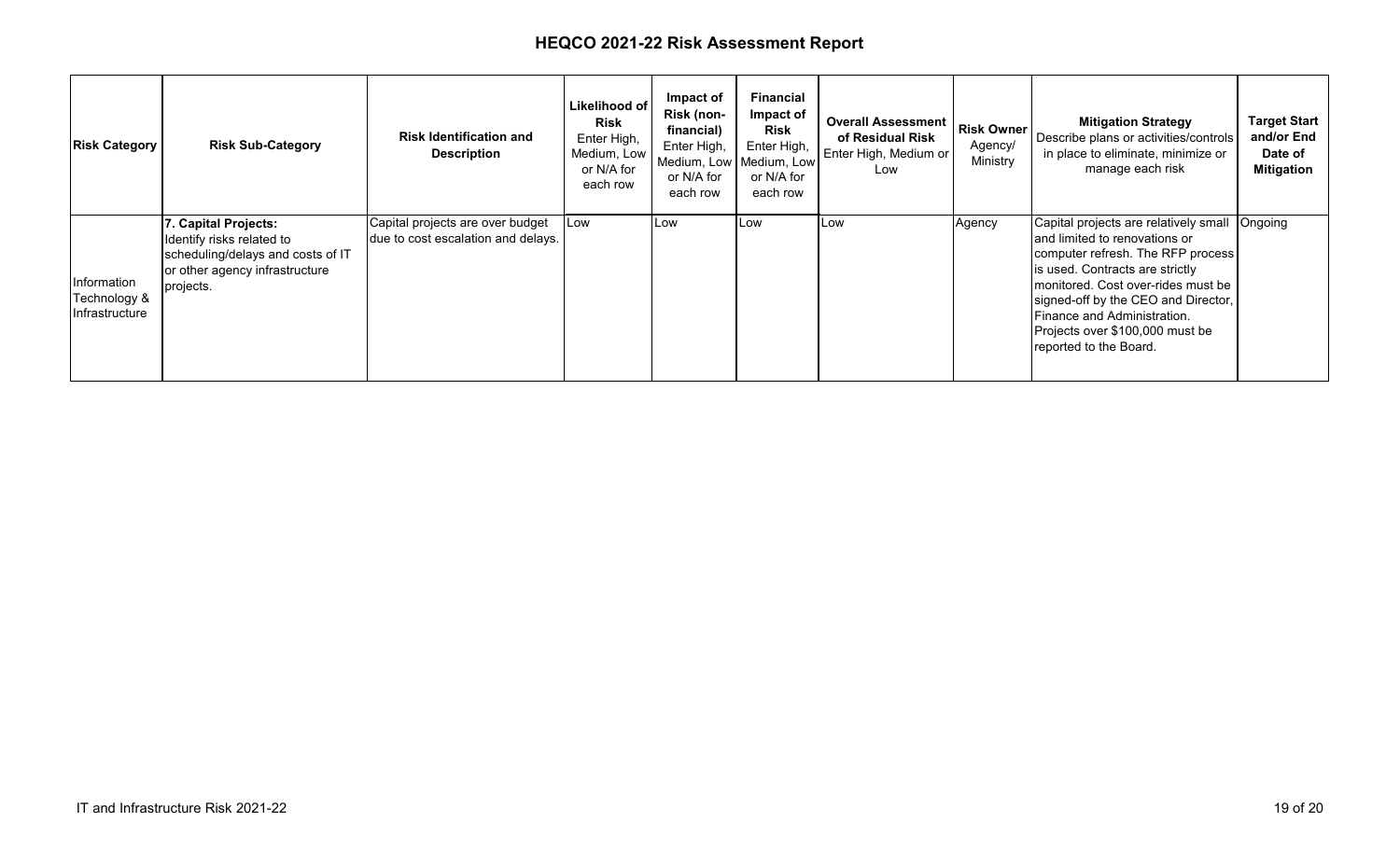# HEQCO 2021-22 Risk Assessment Report

| Risk Category | Risk Sub-Category | Risk Identification and Description | Likelihood of Risk Enter High, Medium, Low or N/A for each row | Impact of Risk (non-financial) Enter High, Medium, Low or N/A for each row | Financial Impact of Risk Enter High, Medium, Low or N/A for each row | Overall Assessment of Residual Risk Enter High, Medium or Low | Risk Owner Agency/ Ministry | Mitigation Strategy Describe plans or activities/controls in place to eliminate, minimize or manage each risk | Target Start and/or End Date of Mitigation |
|---|---|---|---|---|---|---|---|---|---|
| Information Technology & Infrastructure | **7. Capital Projects:** Identify risks related to scheduling/delays and costs of IT or other agency infrastructure projects. | Capital projects are over budget due to cost escalation and delays. | Low | Low | Low | Low | Agency | Capital projects are relatively small and limited to renovations or computer refresh. The RFP process is used. Contracts are strictly monitored. Cost over-rides must be signed-off by the CEO and Director, Finance and Administration. Projects over $100,000 must be reported to the Board. | Ongoing |

IT and Infrastructure Risk 2021-22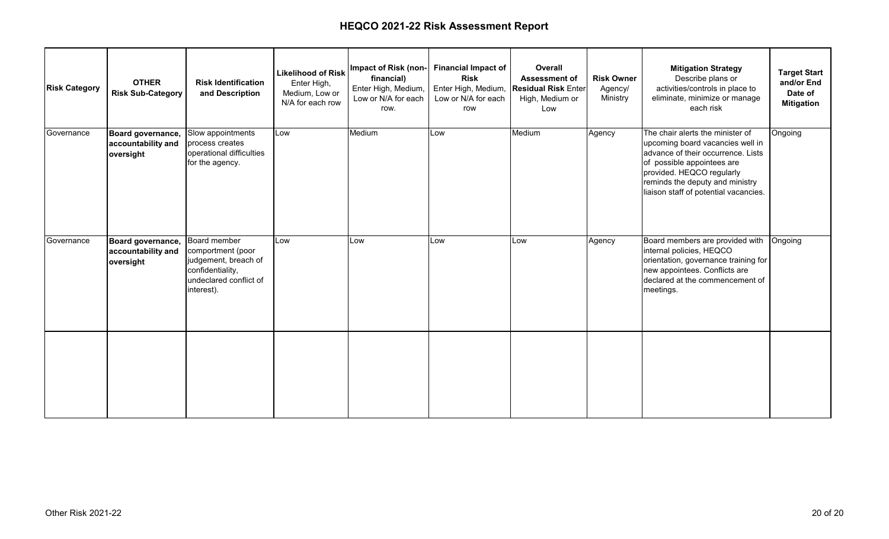# HEQCO 2021-22 Risk Assessment Report

| Risk Category | OTHER Risk Sub-Category | Risk Identification and Description | Likelihood of Risk Enter High, Medium, Low or N/A for each row | Impact of Risk (non-financial) Enter High, Medium, Low or N/A for each row. | Financial Impact of Risk Enter High, Medium, Low or N/A for each row | Overall Assessment of Residual Risk Enter High, Medium or Low | Risk Owner Agency/ Ministry | Mitigation Strategy Describe plans or activities/controls in place to eliminate, minimize or manage each risk | Target Start and/or End Date of Mitigation |
|---|---|---|---|---|---|---|---|---|---|
| Governance | **Board governance, accountability and oversight** | Slow appointments process creates operational difficulties for the agency. | Low | Medium | Low | Medium | Agency | The chair alerts the minister of upcoming board vacancies well in advance of their occurrence. Lists of possible appointees are provided. HEQCO regularly reminds the deputy and ministry liaison staff of potential vacancies. | Ongoing |
| Governance | **Board governance, accountability and oversight** | Board member comportment (poor judgement, breach of confidentiality, undeclared conflict of interest). | Low | Low | Low | Low | Agency | Board members are provided with internal policies, HEQCO orientation, governance training for new appointees. Conflicts are declared at the commencement of meetings. | Ongoing |
| | | | | | | | | | |

Other Risk 2021-22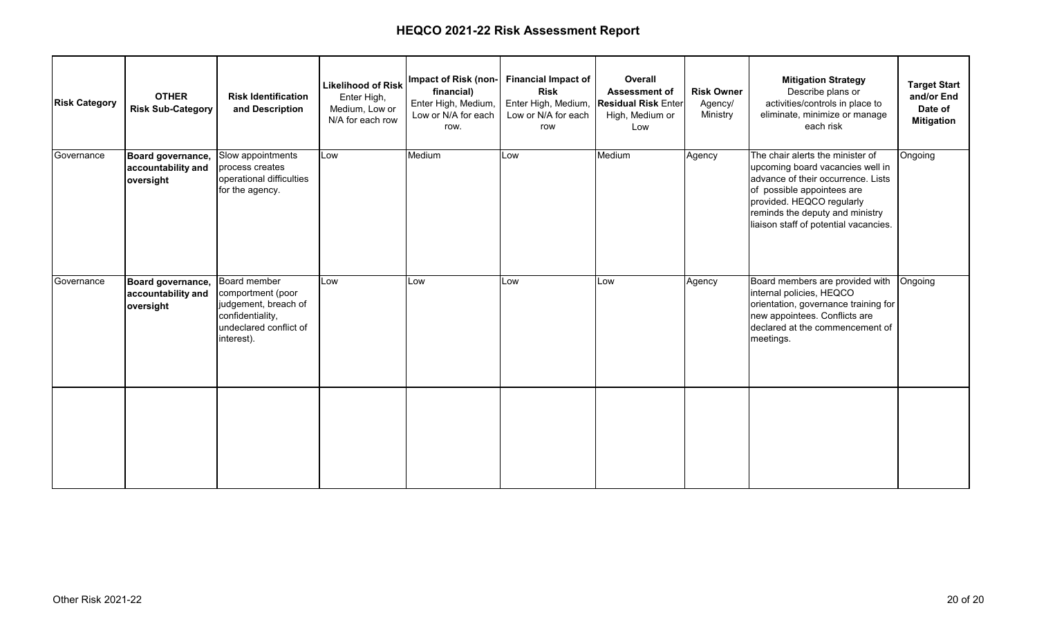# HEQCO 2021-22 Risk Assessment Report

| Risk Category | OTHER Risk Sub-Category | Risk Identification and Description | Likelihood of Risk Enter High, Medium, Low or N/A for each row | Impact of Risk (non-financial) Enter High, Medium, Low or N/A for each row. | Financial Impact of Risk Enter High, Medium, Low or N/A for each row | Overall Assessment of Residual Risk Enter High, Medium or Low | Risk Owner Agency/ Ministry | Mitigation Strategy Describe plans or activities/controls in place to eliminate, minimize or manage each risk | Target Start and/or End Date of Mitigation |
|---|---|---|---|---|---|---|---|---|---|
| Governance | **Board governance, accountability and oversight** | Slow appointments process creates operational difficulties for the agency. | Low | Medium | Low | Medium | Agency | The chair alerts the minister of upcoming board vacancies well in advance of their occurrence. Lists of possible appointees are provided. HEQCO regularly reminds the deputy and ministry liaison staff of potential vacancies. | Ongoing |
| Governance | **Board governance, accountability and oversight** | Board member comportment (poor judgement, breach of confidentiality, undeclared conflict of interest). | Low | Low | Low | Low | Agency | Board members are provided with internal policies, HEQCO orientation, governance training for new appointees. Conflicts are declared at the commencement of meetings. | Ongoing |
| | | | | | | | | | |

Other Risk 2021-22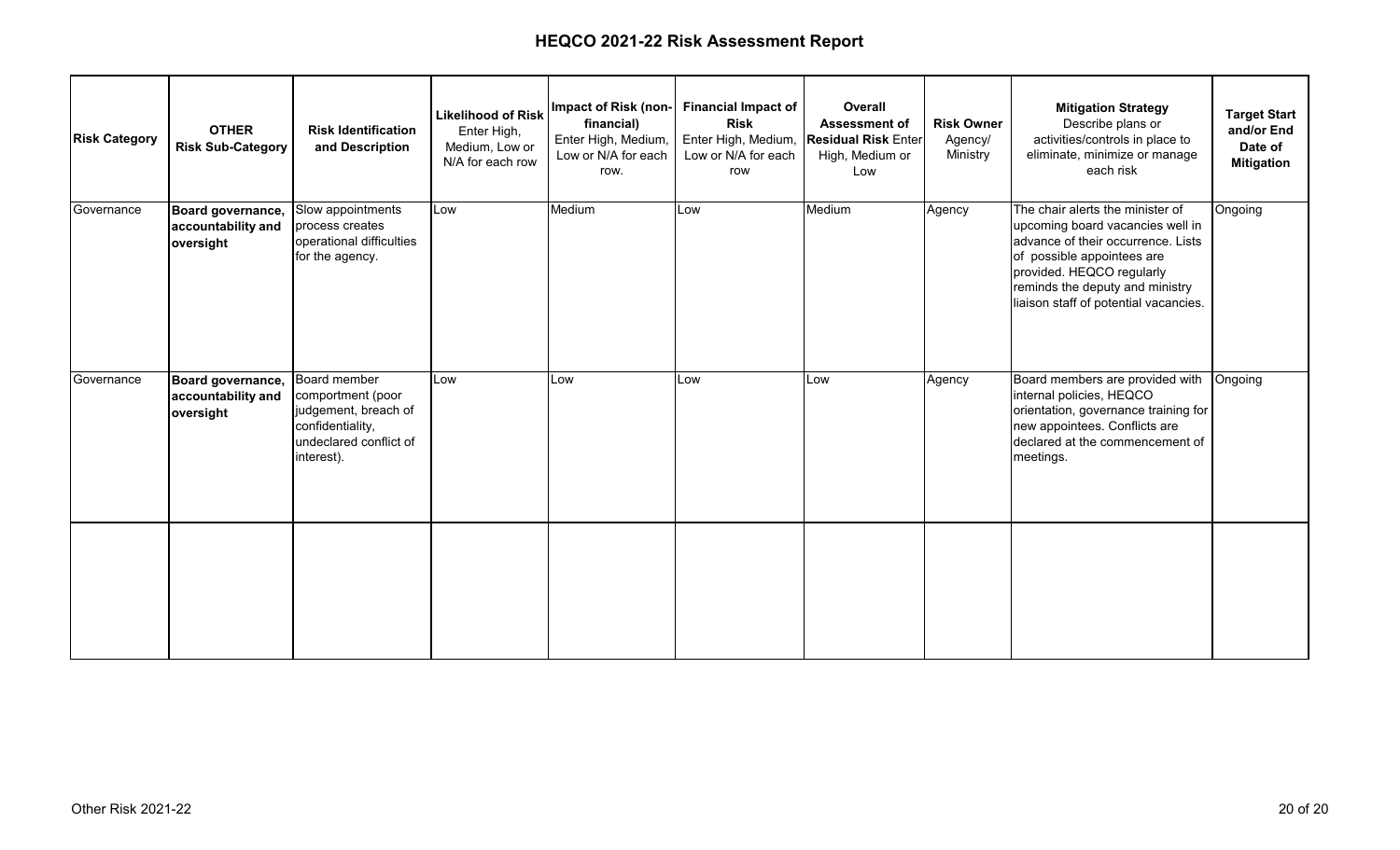# HEQCO 2021-22 Risk Assessment Report

| Risk Category | OTHER Risk Sub-Category | Risk Identification and Description | Likelihood of Risk Enter High, Medium, Low or N/A for each row | Impact of Risk (non-financial) Enter High, Medium, Low or N/A for each row. | Financial Impact of Risk Enter High, Medium, Low or N/A for each row | Overall Assessment of Residual Risk Enter High, Medium or Low | Risk Owner Agency/ Ministry | Mitigation Strategy Describe plans or activities/controls in place to eliminate, minimize or manage each risk | Target Start and/or End Date of Mitigation |
|---|---|---|---|---|---|---|---|---|---|
| Governance | **Board governance, accountability and oversight** | Slow appointments process creates operational difficulties for the agency. | Low | Medium | Low | Medium | Agency | The chair alerts the minister of upcoming board vacancies well in advance of their occurrence. Lists of possible appointees are provided. HEQCO regularly reminds the deputy and ministry liaison staff of potential vacancies. | Ongoing |
| Governance | **Board governance, accountability and oversight** | Board member comportment (poor judgement, breach of confidentiality, undeclared conflict of interest). | Low | Low | Low | Low | Agency | Board members are provided with internal policies, HEQCO orientation, governance training for new appointees. Conflicts are declared at the commencement of meetings. | Ongoing |
| | | | | | | | | | |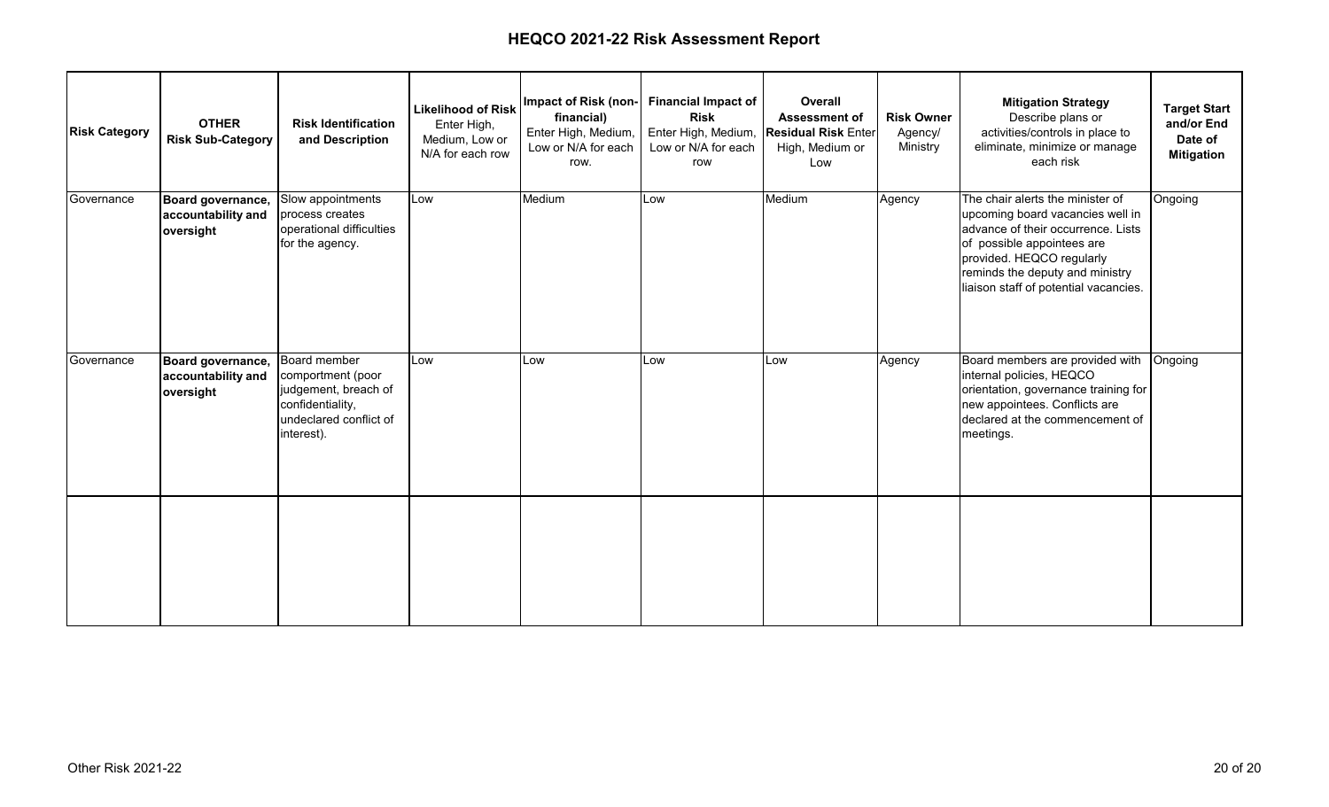# HEQCO 2021-22 Risk Assessment Report

| Risk Category | OTHER Risk Sub-Category | Risk Identification and Description | Likelihood of Risk Enter High, Medium, Low or N/A for each row | Impact of Risk (non-financial) Enter High, Medium, Low or N/A for each row. | Financial Impact of Risk Enter High, Medium, Low or N/A for each row | Overall Assessment of Residual Risk Enter High, Medium or Low | Risk Owner Agency/ Ministry | Mitigation Strategy Describe plans or activities/controls in place to eliminate, minimize or manage each risk | Target Start and/or End Date of Mitigation |
|---|---|---|---|---|---|---|---|---|---|
| Governance | **Board governance, accountability and oversight** | Slow appointments process creates operational difficulties for the agency. | Low | Medium | Low | Medium | Agency | The chair alerts the minister of upcoming board vacancies well in advance of their occurrence. Lists of possible appointees are provided. HEQCO regularly reminds the deputy and ministry liaison staff of potential vacancies. | Ongoing |
| Governance | **Board governance, accountability and oversight** | Board member comportment (poor judgement, breach of confidentiality, undeclared conflict of interest). | Low | Low | Low | Low | Agency | Board members are provided with internal policies, HEQCO orientation, governance training for new appointees. Conflicts are declared at the commencement of meetings. | Ongoing |
| | | | | | | | | | |

Other Risk 2021-22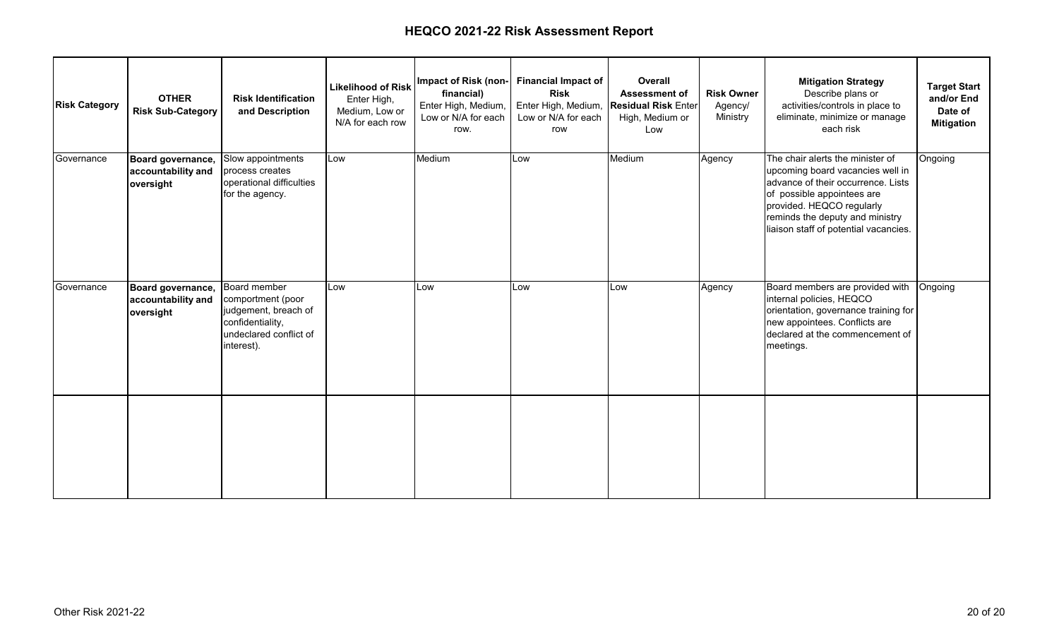# HEQCO 2021-22 Risk Assessment Report

| Risk Category | OTHER Risk Sub-Category | Risk Identification and Description | Likelihood of Risk Enter High, Medium, Low or N/A for each row | Impact of Risk (non-financial) Enter High, Medium, Low or N/A for each row. | Financial Impact of Risk Enter High, Medium, Low or N/A for each row | Overall Assessment of Residual Risk Enter High, Medium or Low | Risk Owner Agency/ Ministry | Mitigation Strategy Describe plans or activities/controls in place to eliminate, minimize or manage each risk | Target Start and/or End Date of Mitigation |
|---|---|---|---|---|---|---|---|---|---|
| Governance | **Board governance, accountability and oversight** | Slow appointments process creates operational difficulties for the agency. | Low | Medium | Low | Medium | Agency | The chair alerts the minister of upcoming board vacancies well in advance of their occurrence. Lists of possible appointees are provided. HEQCO regularly reminds the deputy and ministry liaison staff of potential vacancies. | Ongoing |
| Governance | **Board governance, accountability and oversight** | Board member comportment (poor judgement, breach of confidentiality, undeclared conflict of interest). | Low | Low | Low | Low | Agency | Board members are provided with internal policies, HEQCO orientation, governance training for new appointees. Conflicts are declared at the commencement of meetings. | Ongoing |
| | | | | | | | | | |

Other Risk 2021-22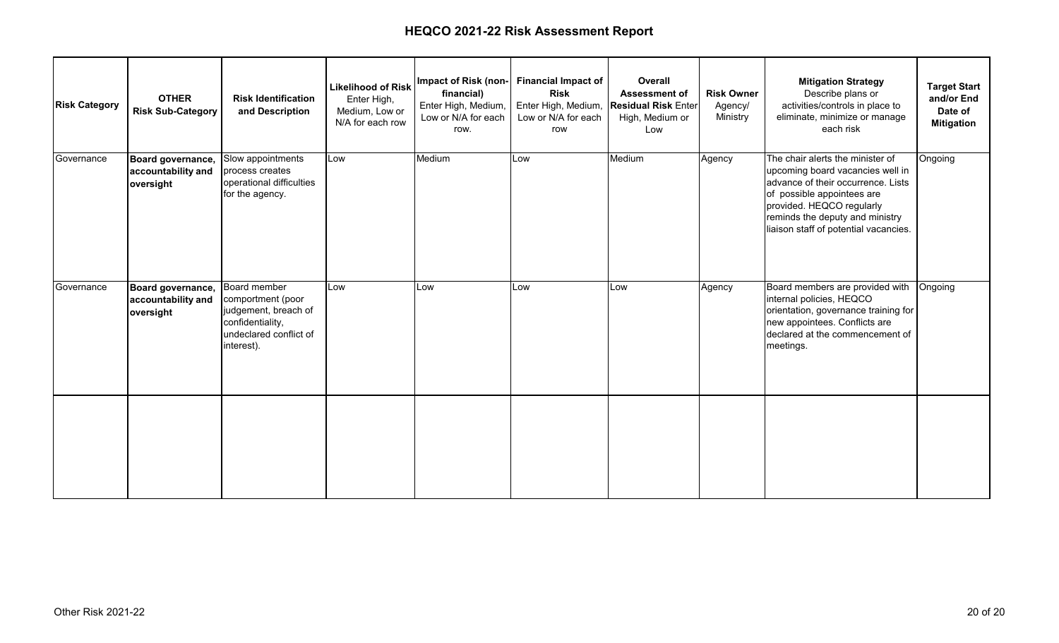# HEQCO 2021-22 Risk Assessment Report

| Risk Category | OTHER Risk Sub-Category | Risk Identification and Description | Likelihood of Risk Enter High, Medium, Low or N/A for each row | Impact of Risk (non-financial) Enter High, Medium, Low or N/A for each row. | Financial Impact of Risk Enter High, Medium, Low or N/A for each row | Overall Assessment of Residual Risk Enter High, Medium or Low | Risk Owner Agency/ Ministry | Mitigation Strategy Describe plans or activities/controls in place to eliminate, minimize or manage each risk | Target Start and/or End Date of Mitigation |
|---|---|---|---|---|---|---|---|---|---|
| Governance | **Board governance, accountability and oversight** | Slow appointments process creates operational difficulties for the agency. | Low | Medium | Low | Medium | Agency | The chair alerts the minister of upcoming board vacancies well in advance of their occurrence. Lists of possible appointees are provided. HEQCO regularly reminds the deputy and ministry liaison staff of potential vacancies. | Ongoing |
| Governance | **Board governance, accountability and oversight** | Board member comportment (poor judgement, breach of confidentiality, undeclared conflict of interest). | Low | Low | Low | Low | Agency | Board members are provided with internal policies, HEQCO orientation, governance training for new appointees. Conflicts are declared at the commencement of meetings. | Ongoing |
| | | | | | | | | | |

Other Risk 2021-22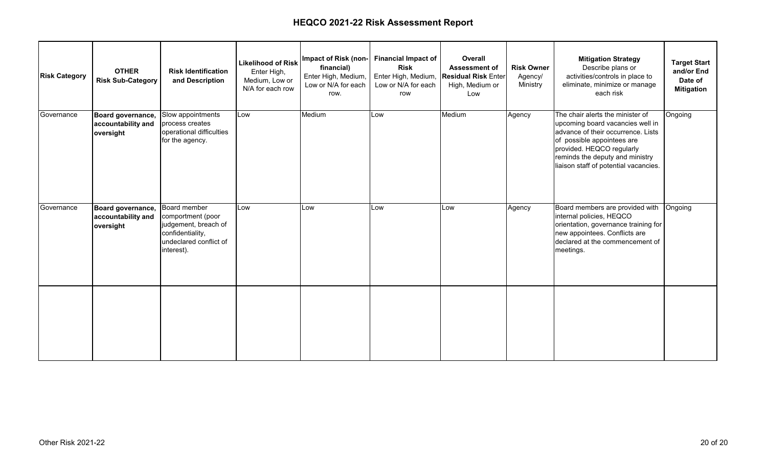# HEQCO 2021-22 Risk Assessment Report

| Risk Category | OTHER Risk Sub-Category | Risk Identification and Description | Likelihood of Risk Enter High, Medium, Low or N/A for each row | Impact of Risk (non-financial) Enter High, Medium, Low or N/A for each row. | Financial Impact of Risk Enter High, Medium, Low or N/A for each row | Overall Assessment of Residual Risk Enter High, Medium or Low | Risk Owner Agency/ Ministry | Mitigation Strategy Describe plans or activities/controls in place to eliminate, minimize or manage each risk | Target Start and/or End Date of Mitigation |
|---|---|---|---|---|---|---|---|---|---|
| Governance | **Board governance, accountability and oversight** | Slow appointments process creates operational difficulties for the agency. | Low | Medium | Low | Medium | Agency | The chair alerts the minister of upcoming board vacancies well in advance of their occurrence. Lists of possible appointees are provided. HEQCO regularly reminds the deputy and ministry liaison staff of potential vacancies. | Ongoing |
| Governance | **Board governance, accountability and oversight** | Board member comportment (poor judgement, breach of confidentiality, undeclared conflict of interest). | Low | Low | Low | Low | Agency | Board members are provided with internal policies, HEQCO orientation, governance training for new appointees. Conflicts are declared at the commencement of meetings. | Ongoing |
| | | | | | | | | | |

Other Risk 2021-22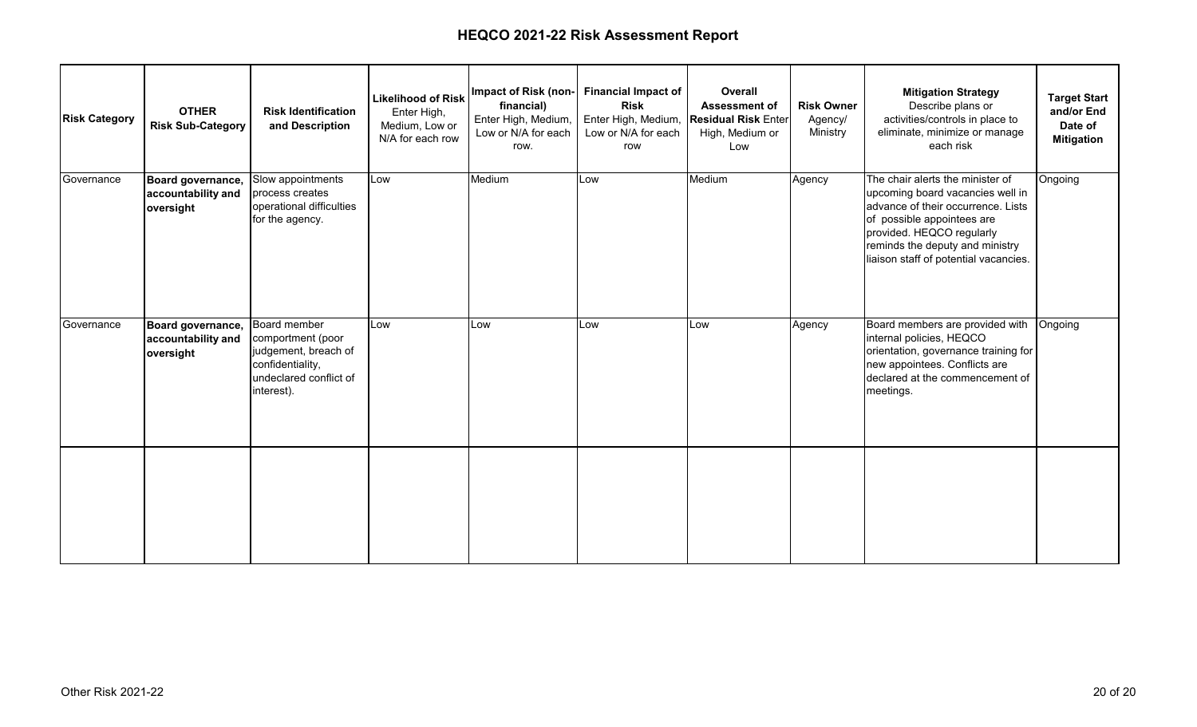# HEQCO 2021-22 Risk Assessment Report

| Risk Category | OTHER Risk Sub-Category | Risk Identification and Description | Likelihood of Risk Enter High, Medium, Low or N/A for each row | Impact of Risk (non-financial) Enter High, Medium, Low or N/A for each row. | Financial Impact of Risk Enter High, Medium, Low or N/A for each row | Overall Assessment of Residual Risk Enter High, Medium or Low | Risk Owner Agency/ Ministry | Mitigation Strategy Describe plans or activities/controls in place to eliminate, minimize or manage each risk | Target Start and/or End Date of Mitigation |
|---|---|---|---|---|---|---|---|---|---|
| Governance | **Board governance, accountability and oversight** | Slow appointments process creates operational difficulties for the agency. | Low | Medium | Low | Medium | Agency | The chair alerts the minister of upcoming board vacancies well in advance of their occurrence. Lists of possible appointees are provided. HEQCO regularly reminds the deputy and ministry liaison staff of potential vacancies. | Ongoing |
| Governance | **Board governance, accountability and oversight** | Board member comportment (poor judgement, breach of confidentiality, undeclared conflict of interest). | Low | Low | Low | Low | Agency | Board members are provided with internal policies, HEQCO orientation, governance training for new appointees. Conflicts are declared at the commencement of meetings. | Ongoing |
| | | | | | | | | | |

Other Risk 2021-22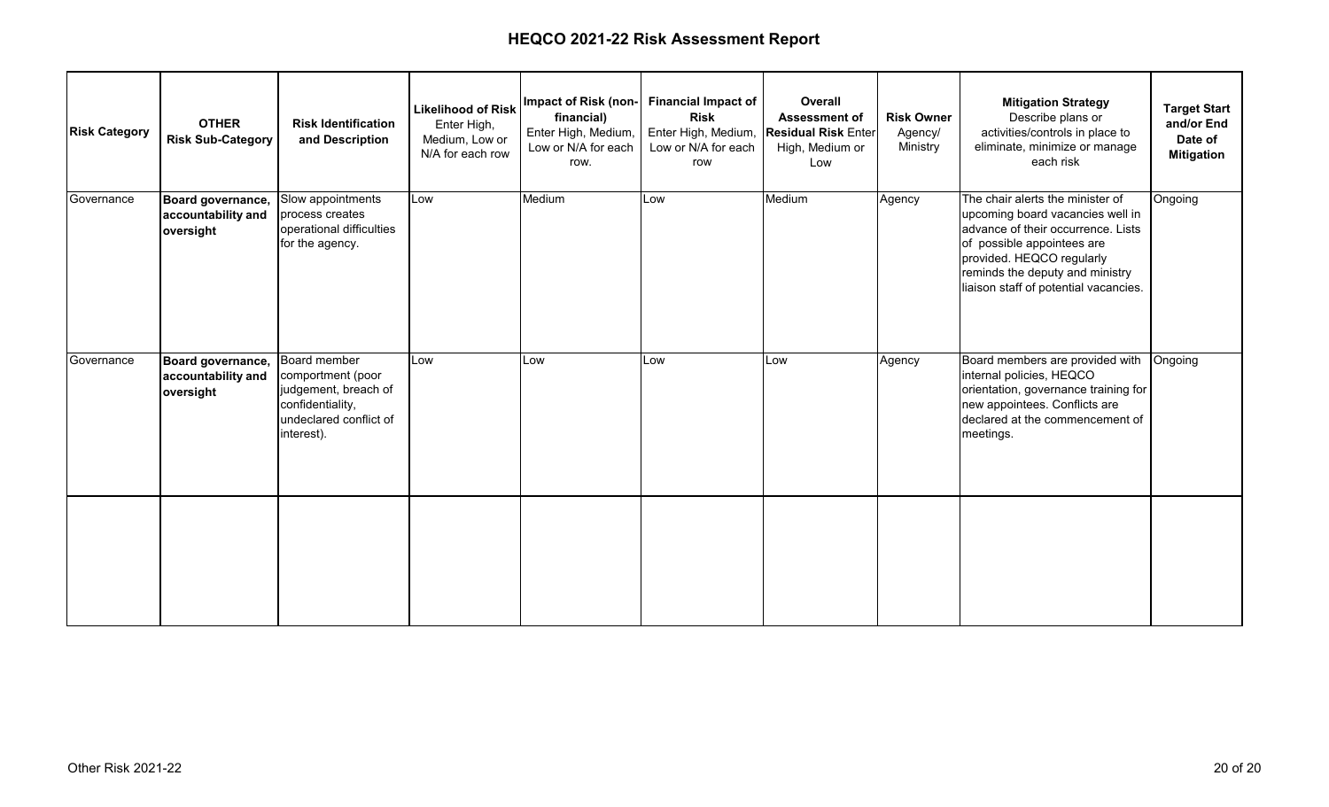# HEQCO 2021-22 Risk Assessment Report

| Risk Category | OTHER Risk Sub-Category | Risk Identification and Description | Likelihood of Risk Enter High, Medium, Low or N/A for each row | Impact of Risk (non-financial) Enter High, Medium, Low or N/A for each row. | Financial Impact of Risk Enter High, Medium, Low or N/A for each row | Overall Assessment of Residual Risk Enter High, Medium or Low | Risk Owner Agency/ Ministry | Mitigation Strategy Describe plans or activities/controls in place to eliminate, minimize or manage each risk | Target Start and/or End Date of Mitigation |
|---|---|---|---|---|---|---|---|---|---|
| Governance | **Board governance, accountability and oversight** | Slow appointments process creates operational difficulties for the agency. | Low | Medium | Low | Medium | Agency | The chair alerts the minister of upcoming board vacancies well in advance of their occurrence. Lists of possible appointees are provided. HEQCO regularly reminds the deputy and ministry liaison staff of potential vacancies. | Ongoing |
| Governance | **Board governance, accountability and oversight** | Board member comportment (poor judgement, breach of confidentiality, undeclared conflict of interest). | Low | Low | Low | Low | Agency | Board members are provided with internal policies, HEQCO orientation, governance training for new appointees. Conflicts are declared at the commencement of meetings. | Ongoing |
| | | | | | | | | | |

Other Risk 2021-22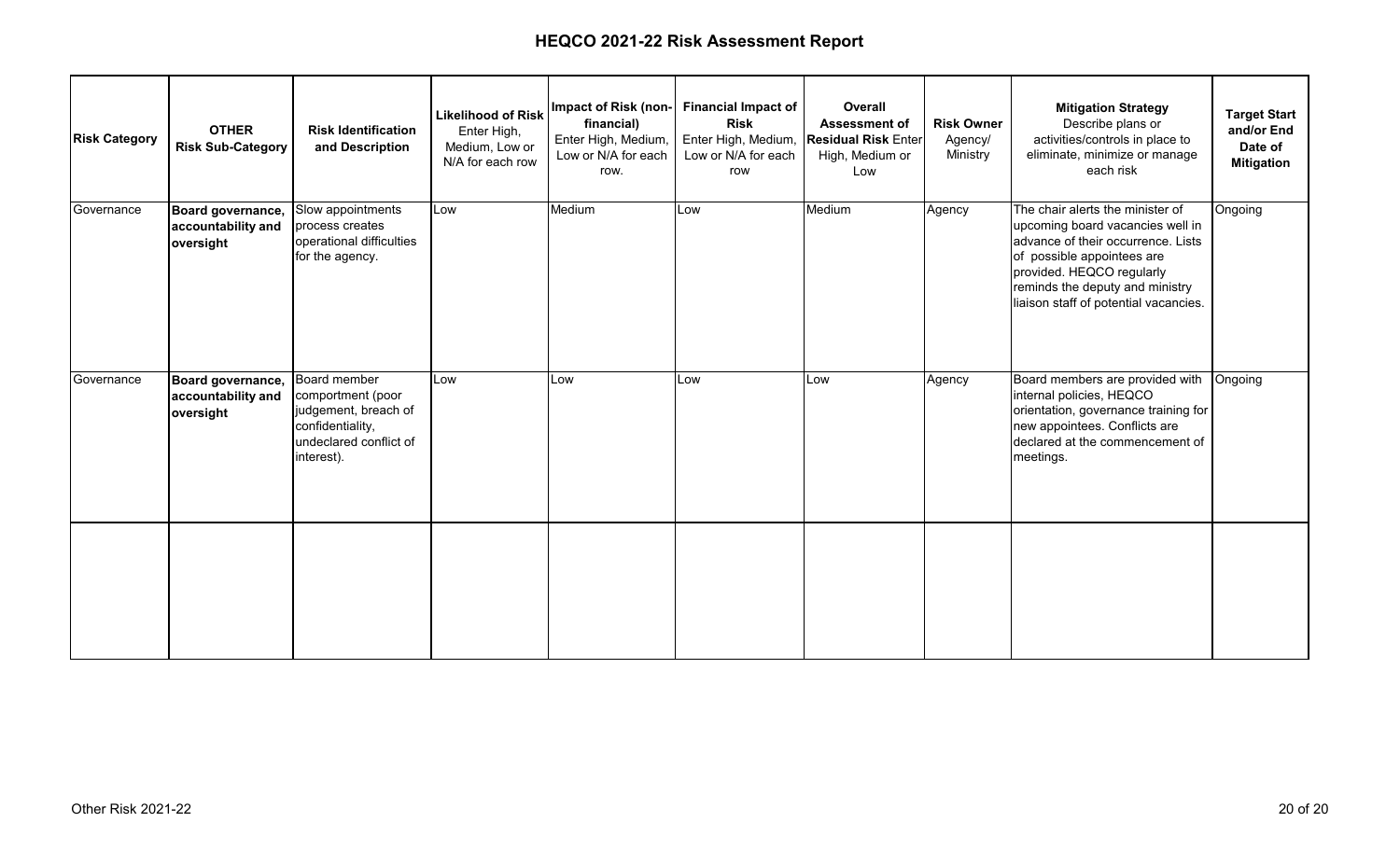# HEQCO 2021-22 Risk Assessment Report

| Risk Category | OTHER Risk Sub-Category | Risk Identification and Description | Likelihood of Risk Enter High, Medium, Low or N/A for each row | Impact of Risk (non-financial) Enter High, Medium, Low or N/A for each row. | Financial Impact of Risk Enter High, Medium, Low or N/A for each row | Overall Assessment of Residual Risk Enter High, Medium or Low | Risk Owner Agency/ Ministry | Mitigation Strategy Describe plans or activities/controls in place to eliminate, minimize or manage each risk | Target Start and/or End Date of Mitigation |
|---|---|---|---|---|---|---|---|---|---|
| Governance | **Board governance, accountability and oversight** | Slow appointments process creates operational difficulties for the agency. | Low | Medium | Low | Medium | Agency | The chair alerts the minister of upcoming board vacancies well in advance of their occurrence. Lists of possible appointees are provided. HEQCO regularly reminds the deputy and ministry liaison staff of potential vacancies. | Ongoing |
| Governance | **Board governance, accountability and oversight** | Board member comportment (poor judgement, breach of confidentiality, undeclared conflict of interest). | Low | Low | Low | Low | Agency | Board members are provided with internal policies, HEQCO orientation, governance training for new appointees. Conflicts are declared at the commencement of meetings. | Ongoing |
| | | | | | | | | | |

Other Risk 2021-22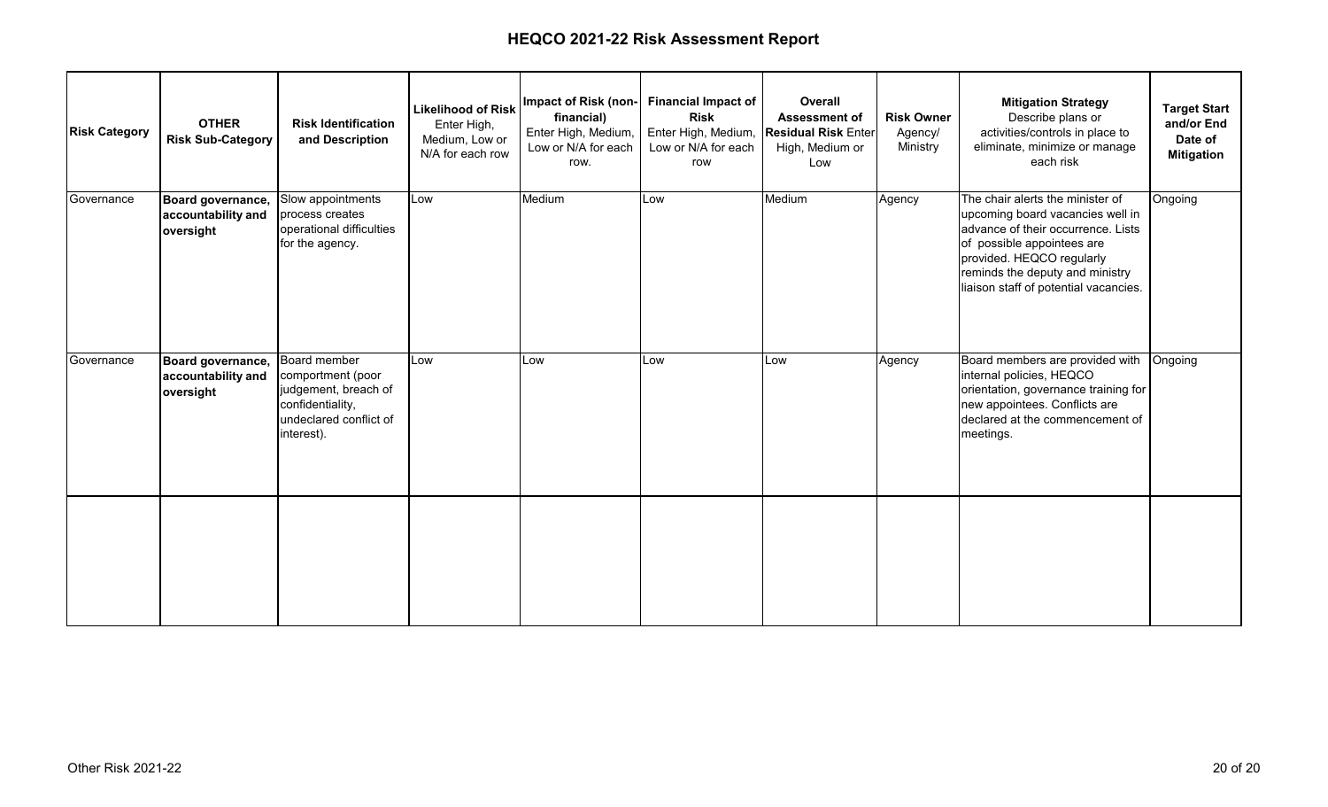# HEQCO 2021-22 Risk Assessment Report

| Risk Category | OTHER Risk Sub-Category | Risk Identification and Description | Likelihood of Risk Enter High, Medium, Low or N/A for each row | Impact of Risk (non-financial) Enter High, Medium, Low or N/A for each row. | Financial Impact of Risk Enter High, Medium, Low or N/A for each row | Overall Assessment of Residual Risk Enter High, Medium or Low | Risk Owner Agency/ Ministry | Mitigation Strategy Describe plans or activities/controls in place to eliminate, minimize or manage each risk | Target Start and/or End Date of Mitigation |
|---|---|---|---|---|---|---|---|---|---|
| Governance | **Board governance, accountability and oversight** | Slow appointments process creates operational difficulties for the agency. | Low | Medium | Low | Medium | Agency | The chair alerts the minister of upcoming board vacancies well in advance of their occurrence. Lists of possible appointees are provided. HEQCO regularly reminds the deputy and ministry liaison staff of potential vacancies. | Ongoing |
| Governance | **Board governance, accountability and oversight** | Board member comportment (poor judgement, breach of confidentiality, undeclared conflict of interest). | Low | Low | Low | Low | Agency | Board members are provided with internal policies, HEQCO orientation, governance training for new appointees. Conflicts are declared at the commencement of meetings. | Ongoing |
| | | | | | | | | | |

Other Risk 2021-22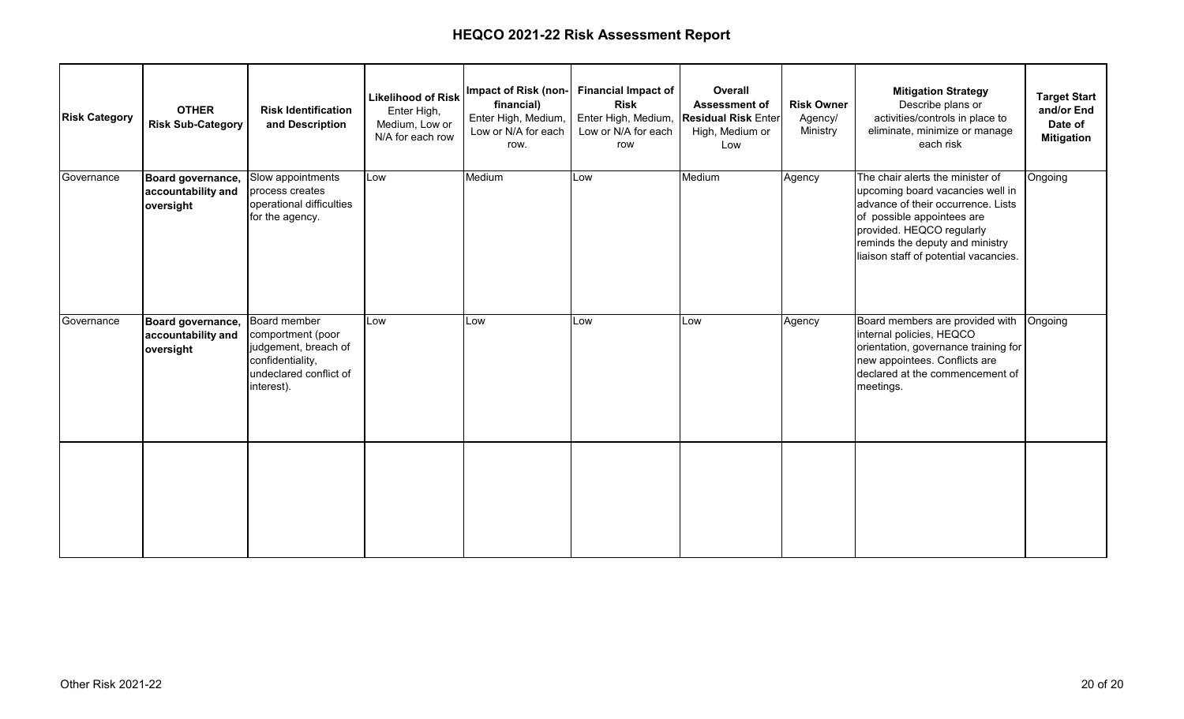# HEQCO 2021-22 Risk Assessment Report

| Risk Category | OTHER Risk Sub-Category | Risk Identification and Description | Likelihood of Risk Enter High, Medium, Low or N/A for each row | Impact of Risk (non-financial) Enter High, Medium, Low or N/A for each row. | Financial Impact of Risk Enter High, Medium, Low or N/A for each row | Overall Assessment of Residual Risk Enter High, Medium or Low | Risk Owner Agency/ Ministry | Mitigation Strategy Describe plans or activities/controls in place to eliminate, minimize or manage each risk | Target Start and/or End Date of Mitigation |
|---|---|---|---|---|---|---|---|---|---|
| Governance | **Board governance, accountability and oversight** | Slow appointments process creates operational difficulties for the agency. | Low | Medium | Low | Medium | Agency | The chair alerts the minister of upcoming board vacancies well in advance of their occurrence. Lists of possible appointees are provided. HEQCO regularly reminds the deputy and ministry liaison staff of potential vacancies. | Ongoing |
| Governance | **Board governance, accountability and oversight** | Board member comportment (poor judgement, breach of confidentiality, undeclared conflict of interest). | Low | Low | Low | Low | Agency | Board members are provided with internal policies, HEQCO orientation, governance training for new appointees. Conflicts are declared at the commencement of meetings. | Ongoing |
| | | | | | | | | | |

Other Risk 2021-22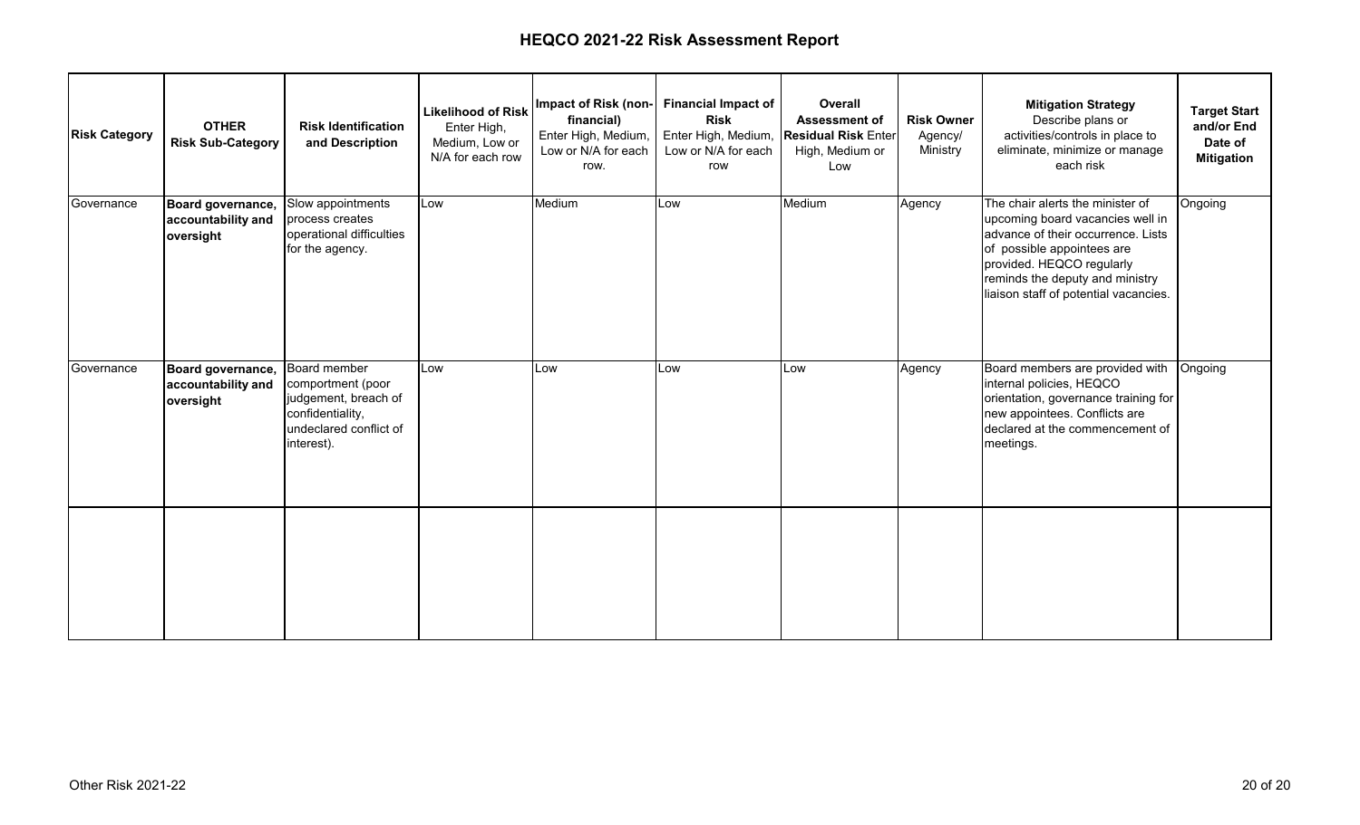# HEQCO 2021-22 Risk Assessment Report

| Risk Category | OTHER Risk Sub-Category | Risk Identification and Description | Likelihood of Risk Enter High, Medium, Low or N/A for each row | Impact of Risk (non-financial) Enter High, Medium, Low or N/A for each row. | Financial Impact of Risk Enter High, Medium, Low or N/A for each row | Overall Assessment of Residual Risk Enter High, Medium or Low | Risk Owner Agency/ Ministry | Mitigation Strategy Describe plans or activities/controls in place to eliminate, minimize or manage each risk | Target Start and/or End Date of Mitigation |
|---|---|---|---|---|---|---|---|---|---|
| Governance | **Board governance, accountability and oversight** | Slow appointments process creates operational difficulties for the agency. | Low | Medium | Low | Medium | Agency | The chair alerts the minister of upcoming board vacancies well in advance of their occurrence. Lists of possible appointees are provided. HEQCO regularly reminds the deputy and ministry liaison staff of potential vacancies. | Ongoing |
| Governance | **Board governance, accountability and oversight** | Board member comportment (poor judgement, breach of confidentiality, undeclared conflict of interest). | Low | Low | Low | Low | Agency | Board members are provided with internal policies, HEQCO orientation, governance training for new appointees. Conflicts are declared at the commencement of meetings. | Ongoing |
| | | | | | | | | | |

Other Risk 2021-22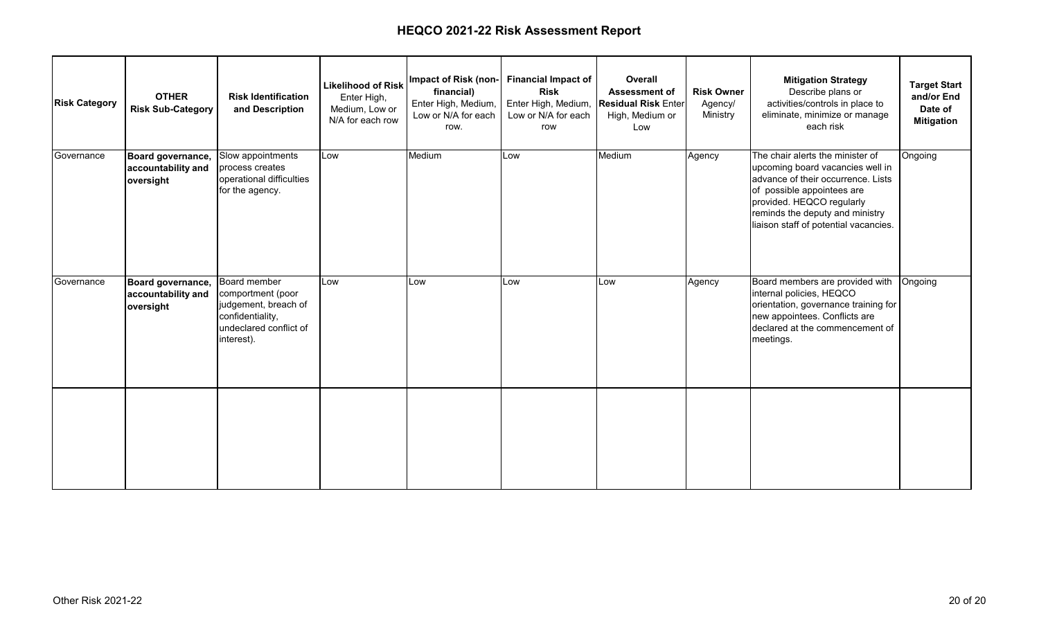# HEQCO 2021-22 Risk Assessment Report

| Risk Category | OTHER Risk Sub-Category | Risk Identification and Description | Likelihood of Risk Enter High, Medium, Low or N/A for each row | Impact of Risk (non-financial) Enter High, Medium, Low or N/A for each row. | Financial Impact of Risk Enter High, Medium, Low or N/A for each row | Overall Assessment of Residual Risk Enter High, Medium or Low | Risk Owner Agency/ Ministry | Mitigation Strategy Describe plans or activities/controls in place to eliminate, minimize or manage each risk | Target Start and/or End Date of Mitigation |
|---|---|---|---|---|---|---|---|---|---|
| Governance | **Board governance, accountability and oversight** | Slow appointments process creates operational difficulties for the agency. | Low | Medium | Low | Medium | Agency | The chair alerts the minister of upcoming board vacancies well in advance of their occurrence. Lists of possible appointees are provided. HEQCO regularly reminds the deputy and ministry liaison staff of potential vacancies. | Ongoing |
| Governance | **Board governance, accountability and oversight** | Board member comportment (poor judgement, breach of confidentiality, undeclared conflict of interest). | Low | Low | Low | Low | Agency | Board members are provided with internal policies, HEQCO orientation, governance training for new appointees. Conflicts are declared at the commencement of meetings. | Ongoing |
| | | | | | | | | | |

Other Risk 2021-22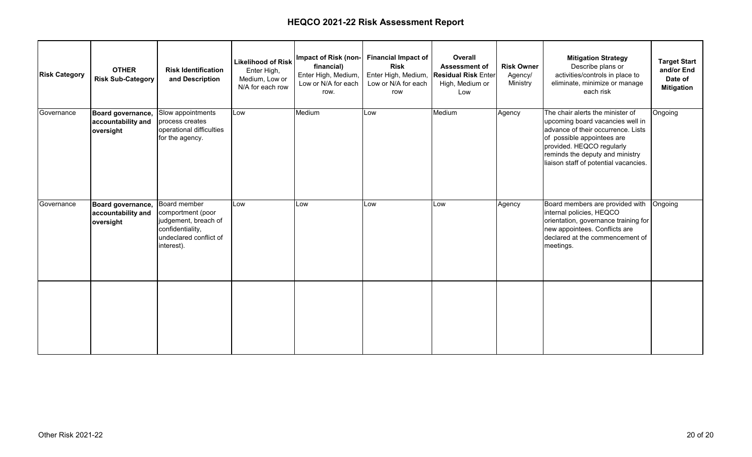# HEQCO 2021-22 Risk Assessment Report

| Risk Category | OTHER Risk Sub-Category | Risk Identification and Description | Likelihood of Risk Enter High, Medium, Low or N/A for each row | Impact of Risk (non-financial) Enter High, Medium, Low or N/A for each row. | Financial Impact of Risk Enter High, Medium, Low or N/A for each row | Overall Assessment of Residual Risk Enter High, Medium or Low | Risk Owner Agency/ Ministry | Mitigation Strategy Describe plans or activities/controls in place to eliminate, minimize or manage each risk | Target Start and/or End Date of Mitigation |
|---|---|---|---|---|---|---|---|---|---|
| Governance | **Board governance, accountability and oversight** | Slow appointments process creates operational difficulties for the agency. | Low | Medium | Low | Medium | Agency | The chair alerts the minister of upcoming board vacancies well in advance of their occurrence. Lists of possible appointees are provided. HEQCO regularly reminds the deputy and ministry liaison staff of potential vacancies. | Ongoing |
| Governance | **Board governance, accountability and oversight** | Board member comportment (poor judgement, breach of confidentiality, undeclared conflict of interest). | Low | Low | Low | Low | Agency | Board members are provided with internal policies, HEQCO orientation, governance training for new appointees. Conflicts are declared at the commencement of meetings. | Ongoing |
| | | | | | | | | | |

Other Risk 2021-22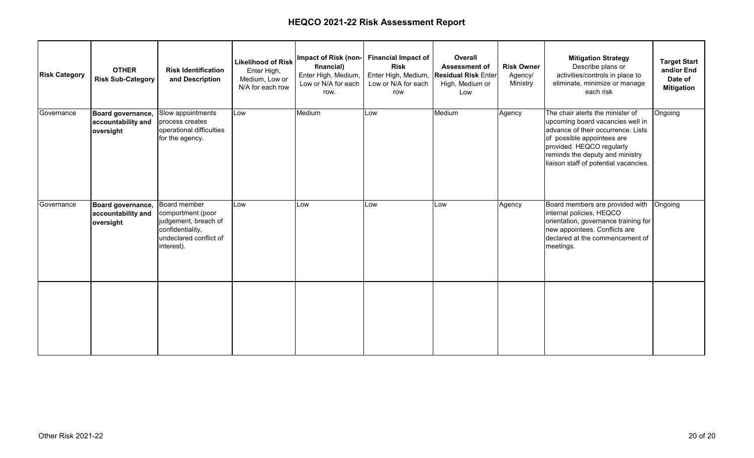# HEQCO 2021-22 Risk Assessment Report

| Risk Category | OTHER Risk Sub-Category | Risk Identification and Description | Likelihood of Risk Enter High, Medium, Low or N/A for each row | Impact of Risk (non-financial) Enter High, Medium, Low or N/A for each row. | Financial Impact of Risk Enter High, Medium, Low or N/A for each row | Overall Assessment of Residual Risk Enter High, Medium or Low | Risk Owner Agency/ Ministry | Mitigation Strategy Describe plans or activities/controls in place to eliminate, minimize or manage each risk | Target Start and/or End Date of Mitigation |
|---|---|---|---|---|---|---|---|---|---|
| Governance | **Board governance, accountability and oversight** | Slow appointments process creates operational difficulties for the agency. | Low | Medium | Low | Medium | Agency | The chair alerts the minister of upcoming board vacancies well in advance of their occurrence. Lists of possible appointees are provided. HEQCO regularly reminds the deputy and ministry liaison staff of potential vacancies. | Ongoing |
| Governance | **Board governance, accountability and oversight** | Board member comportment (poor judgement, breach of confidentiality, undeclared conflict of interest). | Low | Low | Low | Low | Agency | Board members are provided with internal policies, HEQCO orientation, governance training for new appointees. Conflicts are declared at the commencement of meetings. | Ongoing |
| | | | | | | | | | |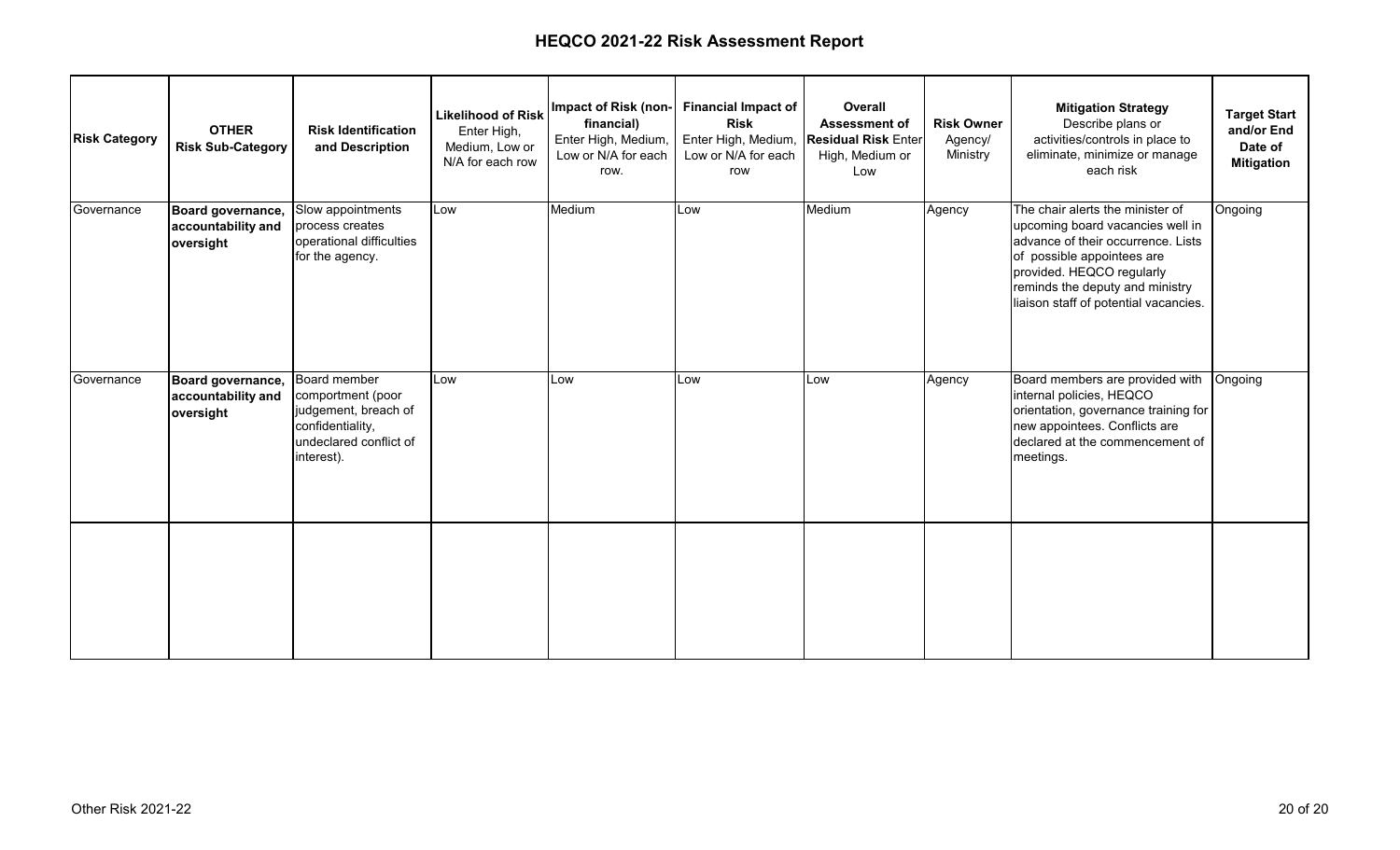# HEQCO 2021-22 Risk Assessment Report

| Risk Category | OTHER Risk Sub-Category | Risk Identification and Description | Likelihood of Risk Enter High, Medium, Low or N/A for each row | Impact of Risk (non-financial) Enter High, Medium, Low or N/A for each row. | Financial Impact of Risk Enter High, Medium, Low or N/A for each row | Overall Assessment of Residual Risk Enter High, Medium or Low | Risk Owner Agency/ Ministry | Mitigation Strategy Describe plans or activities/controls in place to eliminate, minimize or manage each risk | Target Start and/or End Date of Mitigation |
|---|---|---|---|---|---|---|---|---|---|
| Governance | **Board governance, accountability and oversight** | Slow appointments process creates operational difficulties for the agency. | Low | Medium | Low | Medium | Agency | The chair alerts the minister of upcoming board vacancies well in advance of their occurrence. Lists of possible appointees are provided. HEQCO regularly reminds the deputy and ministry liaison staff of potential vacancies. | Ongoing |
| Governance | **Board governance, accountability and oversight** | Board member comportment (poor judgement, breach of confidentiality, undeclared conflict of interest). | Low | Low | Low | Low | Agency | Board members are provided with internal policies, HEQCO orientation, governance training for new appointees. Conflicts are declared at the commencement of meetings. | Ongoing |
| | | | | | | | | | |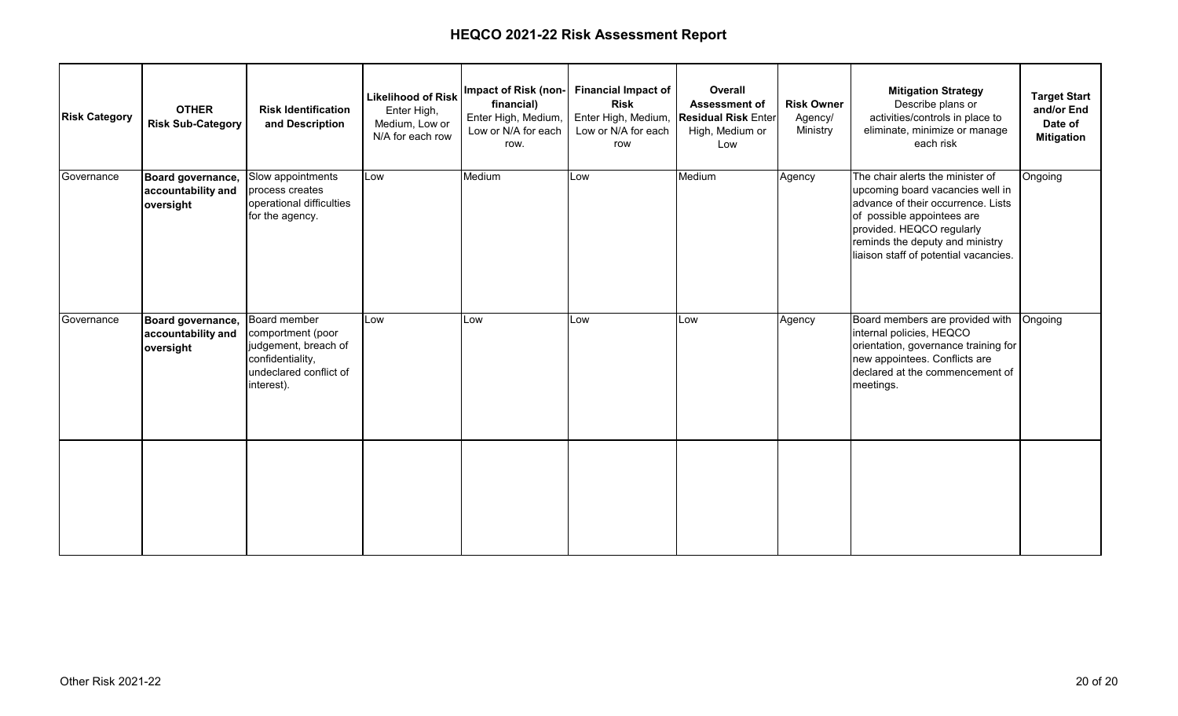# HEQCO 2021-22 Risk Assessment Report

| Risk Category | OTHER Risk Sub-Category | Risk Identification and Description | Likelihood of Risk Enter High, Medium, Low or N/A for each row | Impact of Risk (non-financial) Enter High, Medium, Low or N/A for each row. | Financial Impact of Risk Enter High, Medium, Low or N/A for each row | Overall Assessment of Residual Risk Enter High, Medium or Low | Risk Owner Agency/ Ministry | Mitigation Strategy Describe plans or activities/controls in place to eliminate, minimize or manage each risk | Target Start and/or End Date of Mitigation |
|---|---|---|---|---|---|---|---|---|---|
| Governance | **Board governance, accountability and oversight** | Slow appointments process creates operational difficulties for the agency. | Low | Medium | Low | Medium | Agency | The chair alerts the minister of upcoming board vacancies well in advance of their occurrence. Lists of possible appointees are provided. HEQCO regularly reminds the deputy and ministry liaison staff of potential vacancies. | Ongoing |
| Governance | **Board governance, accountability and oversight** | Board member comportment (poor judgement, breach of confidentiality, undeclared conflict of interest). | Low | Low | Low | Low | Agency | Board members are provided with internal policies, HEQCO orientation, governance training for new appointees. Conflicts are declared at the commencement of meetings. | Ongoing |
| | | | | | | | | | |

Other Risk 2021-22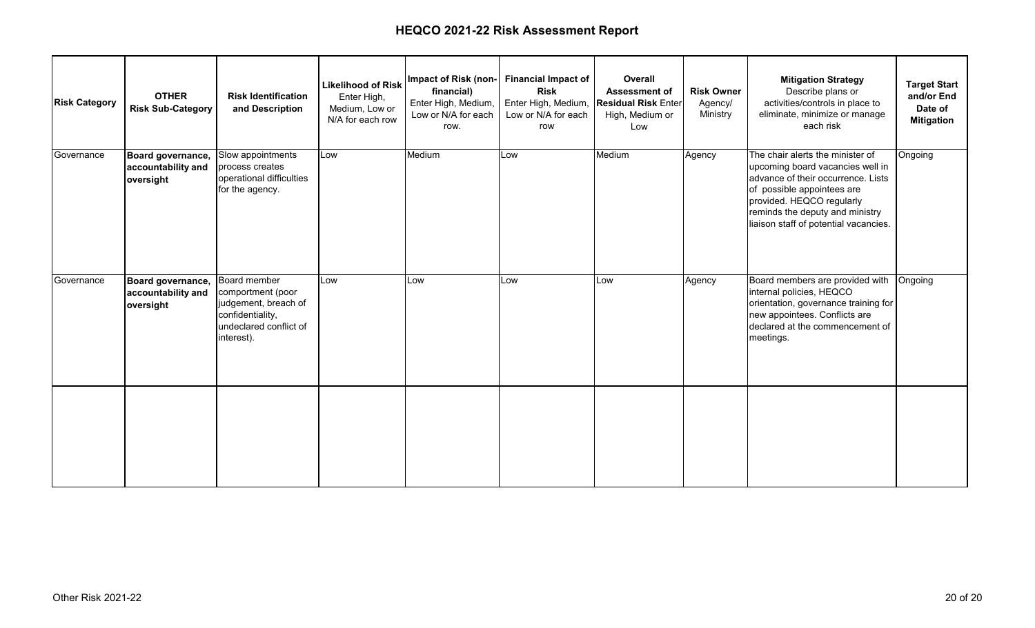# HEQCO 2021-22 Risk Assessment Report

| Risk Category | OTHER Risk Sub-Category | Risk Identification and Description | Likelihood of Risk Enter High, Medium, Low or N/A for each row | Impact of Risk (non-financial) Enter High, Medium, Low or N/A for each row. | Financial Impact of Risk Enter High, Medium, Low or N/A for each row | Overall Assessment of Residual Risk Enter High, Medium or Low | Risk Owner Agency/ Ministry | Mitigation Strategy Describe plans or activities/controls in place to eliminate, minimize or manage each risk | Target Start and/or End Date of Mitigation |
|---|---|---|---|---|---|---|---|---|---|
| Governance | **Board governance, accountability and oversight** | Slow appointments process creates operational difficulties for the agency. | Low | Medium | Low | Medium | Agency | The chair alerts the minister of upcoming board vacancies well in advance of their occurrence. Lists of possible appointees are provided. HEQCO regularly reminds the deputy and ministry liaison staff of potential vacancies. | Ongoing |
| Governance | **Board governance, accountability and oversight** | Board member comportment (poor judgement, breach of confidentiality, undeclared conflict of interest). | Low | Low | Low | Low | Agency | Board members are provided with internal policies, HEQCO orientation, governance training for new appointees. Conflicts are declared at the commencement of meetings. | Ongoing |
| | | | | | | | | | |

Other Risk 2021-22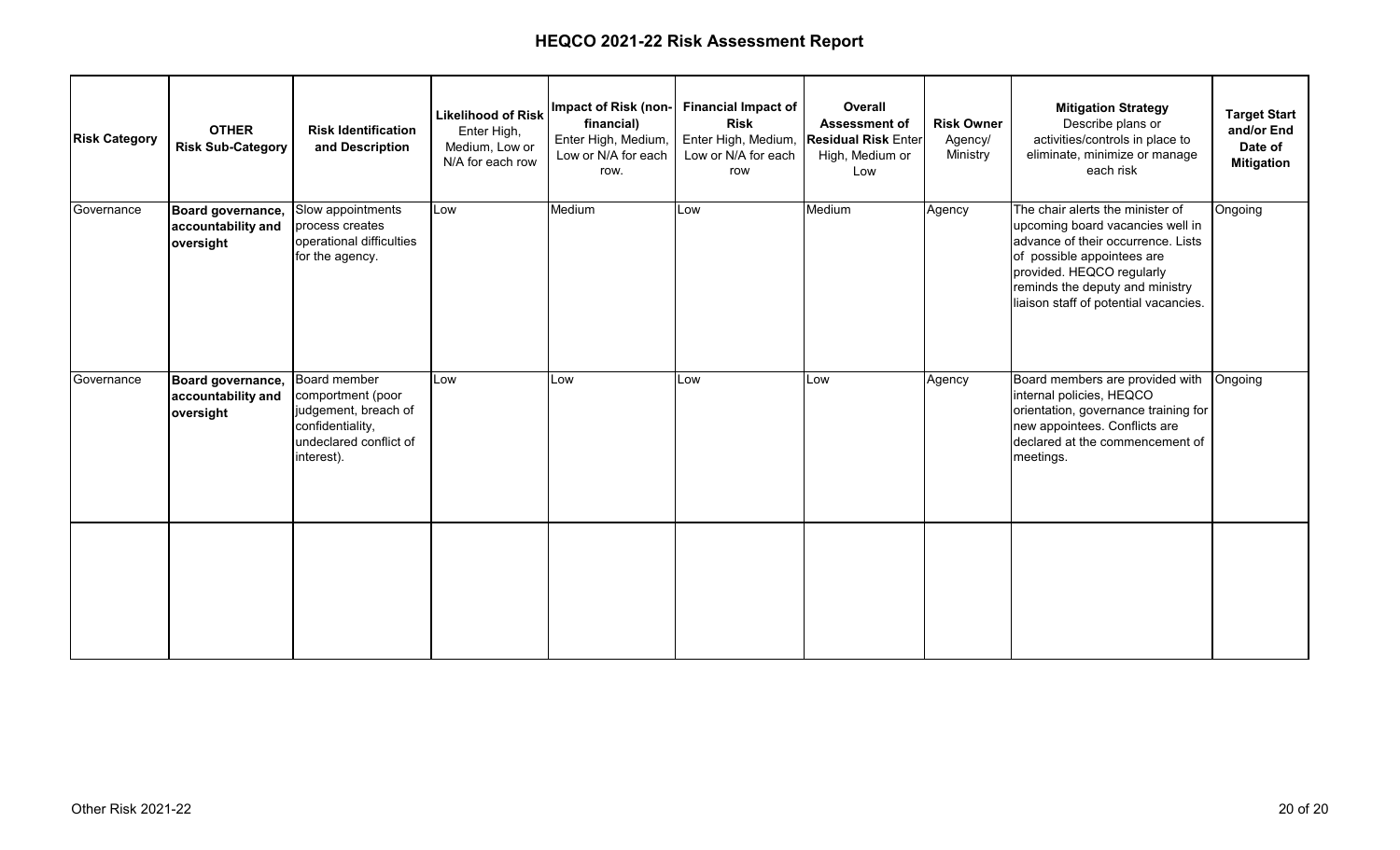# HEQCO 2021-22 Risk Assessment Report

| Risk Category | OTHER Risk Sub-Category | Risk Identification and Description | Likelihood of Risk Enter High, Medium, Low or N/A for each row | Impact of Risk (non-financial) Enter High, Medium, Low or N/A for each row. | Financial Impact of Risk Enter High, Medium, Low or N/A for each row | Overall Assessment of Residual Risk Enter High, Medium or Low | Risk Owner Agency/ Ministry | Mitigation Strategy Describe plans or activities/controls in place to eliminate, minimize or manage each risk | Target Start and/or End Date of Mitigation |
|---|---|---|---|---|---|---|---|---|---|
| Governance | **Board governance, accountability and oversight** | Slow appointments process creates operational difficulties for the agency. | Low | Medium | Low | Medium | Agency | The chair alerts the minister of upcoming board vacancies well in advance of their occurrence. Lists of possible appointees are provided. HEQCO regularly reminds the deputy and ministry liaison staff of potential vacancies. | Ongoing |
| Governance | **Board governance, accountability and oversight** | Board member comportment (poor judgement, breach of confidentiality, undeclared conflict of interest). | Low | Low | Low | Low | Agency | Board members are provided with internal policies, HEQCO orientation, governance training for new appointees. Conflicts are declared at the commencement of meetings. | Ongoing |
| | | | | | | | | | |

Other Risk 2021-22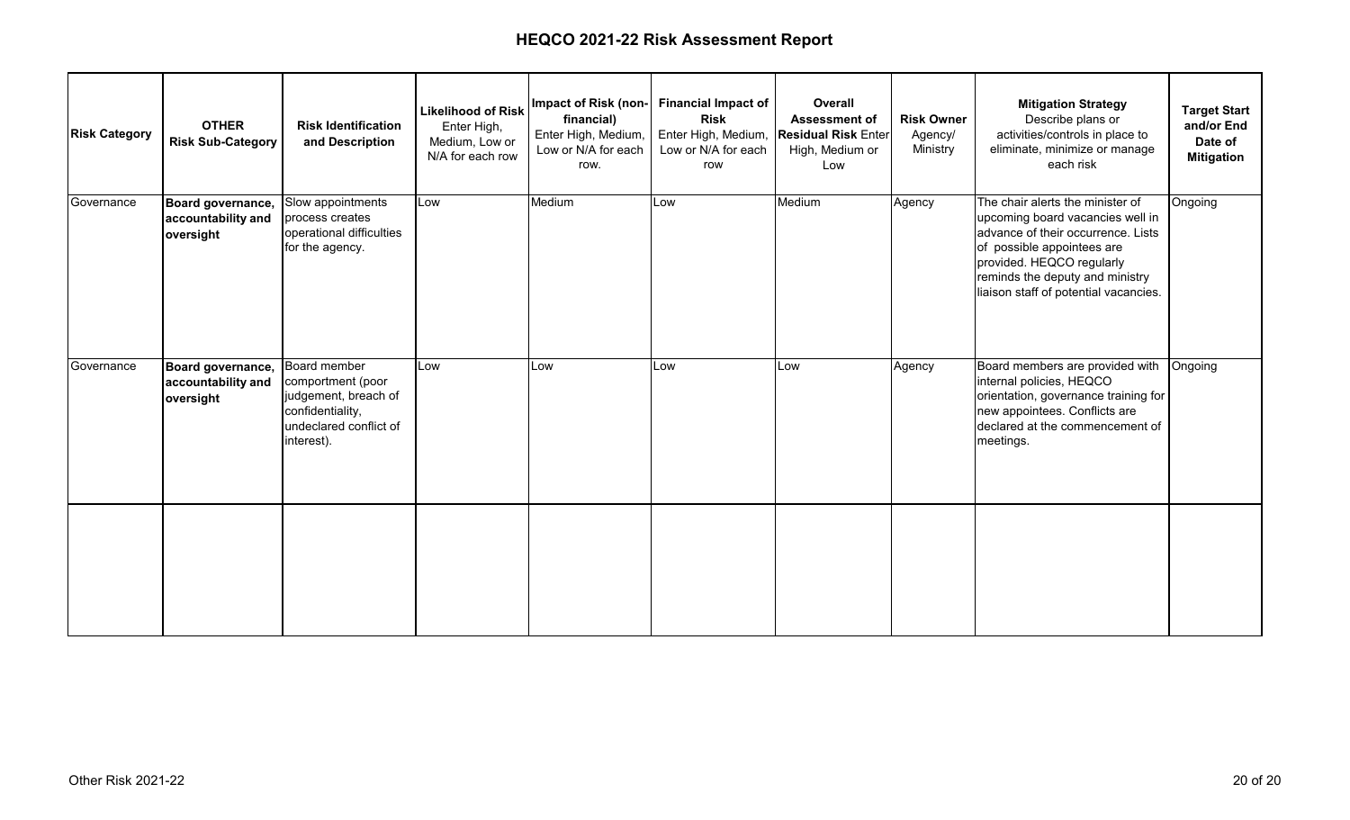# HEQCO 2021-22 Risk Assessment Report

| Risk Category | OTHER Risk Sub-Category | Risk Identification and Description | Likelihood of Risk Enter High, Medium, Low or N/A for each row | Impact of Risk (non-financial) Enter High, Medium, Low or N/A for each row. | Financial Impact of Risk Enter High, Medium, Low or N/A for each row | Overall Assessment of Residual Risk Enter High, Medium or Low | Risk Owner Agency/ Ministry | Mitigation Strategy Describe plans or activities/controls in place to eliminate, minimize or manage each risk | Target Start and/or End Date of Mitigation |
|---|---|---|---|---|---|---|---|---|---|
| Governance | **Board governance, accountability and oversight** | Slow appointments process creates operational difficulties for the agency. | Low | Medium | Low | Medium | Agency | The chair alerts the minister of upcoming board vacancies well in advance of their occurrence. Lists of possible appointees are provided. HEQCO regularly reminds the deputy and ministry liaison staff of potential vacancies. | Ongoing |
| Governance | **Board governance, accountability and oversight** | Board member comportment (poor judgement, breach of confidentiality, undeclared conflict of interest). | Low | Low | Low | Low | Agency | Board members are provided with internal policies, HEQCO orientation, governance training for new appointees. Conflicts are declared at the commencement of meetings. | Ongoing |
| | | | | | | | | | |

Other Risk 2021-22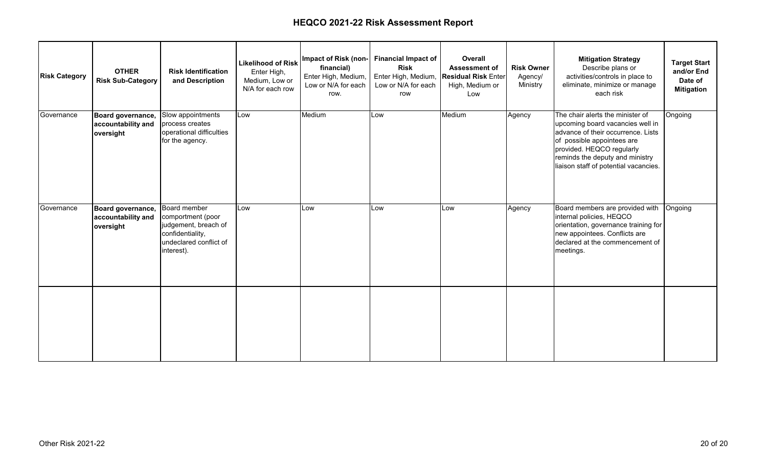# HEQCO 2021-22 Risk Assessment Report

| Risk Category | OTHER Risk Sub-Category | Risk Identification and Description | Likelihood of Risk Enter High, Medium, Low or N/A for each row | Impact of Risk (non-financial) Enter High, Medium, Low or N/A for each row. | Financial Impact of Risk Enter High, Medium, Low or N/A for each row | Overall Assessment of Residual Risk Enter High, Medium or Low | Risk Owner Agency/ Ministry | Mitigation Strategy Describe plans or activities/controls in place to eliminate, minimize or manage each risk | Target Start and/or End Date of Mitigation |
|---|---|---|---|---|---|---|---|---|---|
| Governance | **Board governance, accountability and oversight** | Slow appointments process creates operational difficulties for the agency. | Low | Medium | Low | Medium | Agency | The chair alerts the minister of upcoming board vacancies well in advance of their occurrence. Lists of possible appointees are provided. HEQCO regularly reminds the deputy and ministry liaison staff of potential vacancies. | Ongoing |
| Governance | **Board governance, accountability and oversight** | Board member comportment (poor judgement, breach of confidentiality, undeclared conflict of interest). | Low | Low | Low | Low | Agency | Board members are provided with internal policies, HEQCO orientation, governance training for new appointees. Conflicts are declared at the commencement of meetings. | Ongoing |
| | | | | | | | | | |

Other Risk 2021-22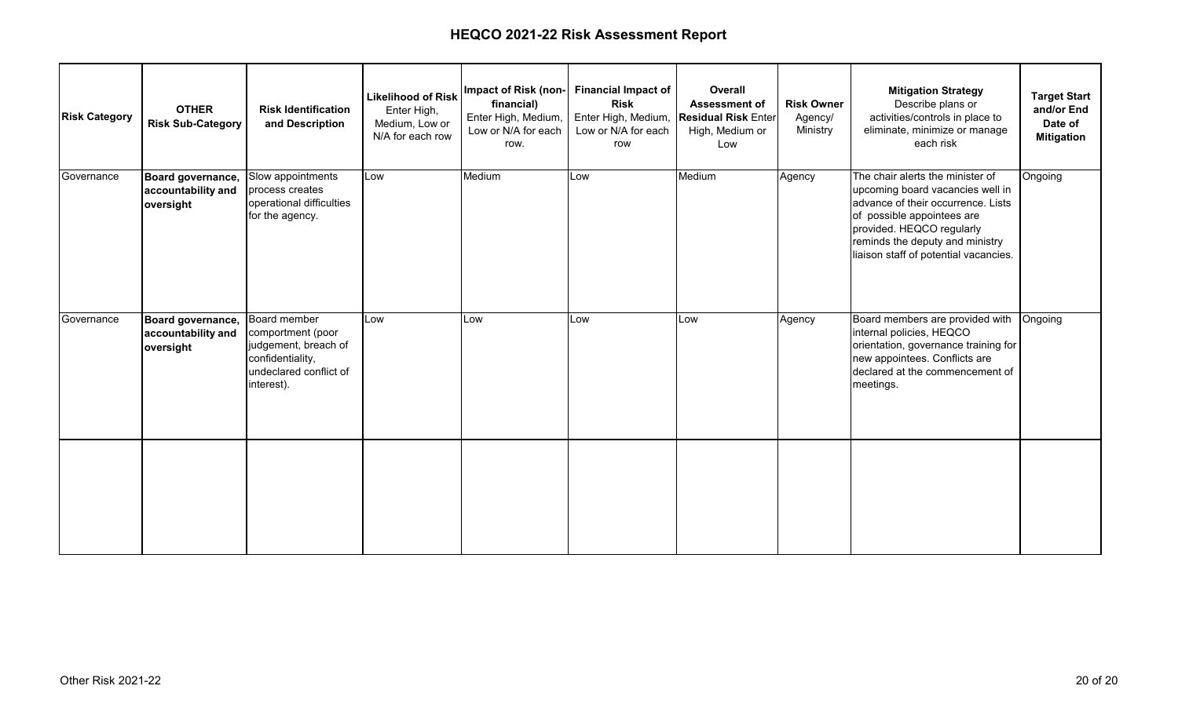# HEQCO 2021-22 Risk Assessment Report

| Risk Category | OTHER Risk Sub-Category | Risk Identification and Description | Likelihood of Risk Enter High, Medium, Low or N/A for each row | Impact of Risk (non-financial) Enter High, Medium, Low or N/A for each row. | Financial Impact of Risk Enter High, Medium, Low or N/A for each row | Overall Assessment of Residual Risk Enter High, Medium or Low | Risk Owner Agency/ Ministry | Mitigation Strategy Describe plans or activities/controls in place to eliminate, minimize or manage each risk | Target Start and/or End Date of Mitigation |
|---|---|---|---|---|---|---|---|---|---|
| Governance | **Board governance, accountability and oversight** | Slow appointments process creates operational difficulties for the agency. | Low | Medium | Low | Medium | Agency | The chair alerts the minister of upcoming board vacancies well in advance of their occurrence. Lists of possible appointees are provided. HEQCO regularly reminds the deputy and ministry liaison staff of potential vacancies. | Ongoing |
| Governance | **Board governance, accountability and oversight** | Board member comportment (poor judgement, breach of confidentiality, undeclared conflict of interest). | Low | Low | Low | Low | Agency | Board members are provided with internal policies, HEQCO orientation, governance training for new appointees. Conflicts are declared at the commencement of meetings. | Ongoing |
| | | | | | | | | | |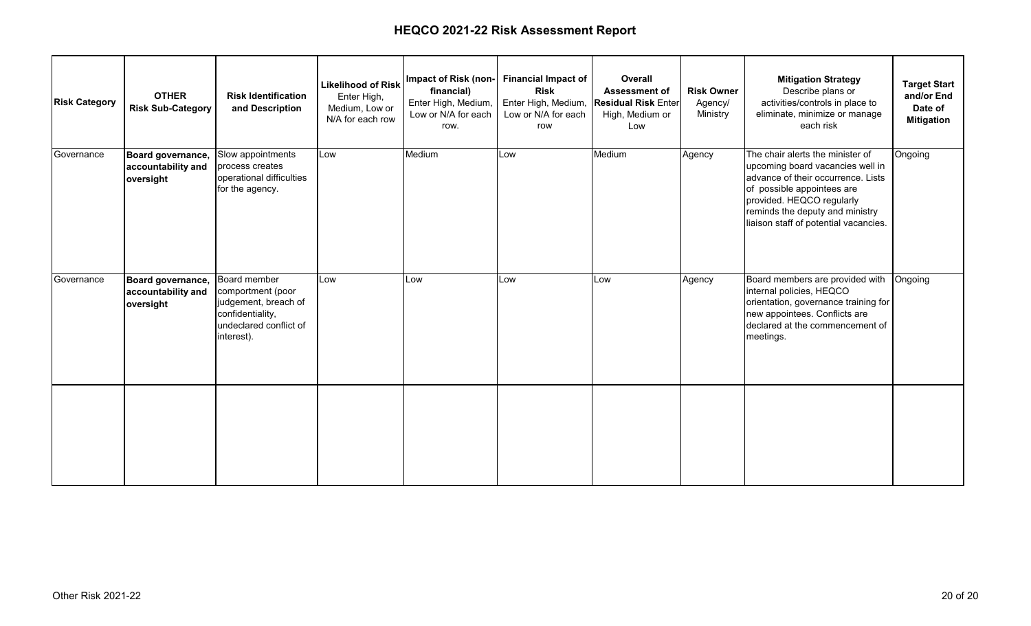# HEQCO 2021-22 Risk Assessment Report

| Risk Category | OTHER Risk Sub-Category | Risk Identification and Description | Likelihood of Risk Enter High, Medium, Low or N/A for each row | Impact of Risk (non-financial) Enter High, Medium, Low or N/A for each row. | Financial Impact of Risk Enter High, Medium, Low or N/A for each row | Overall Assessment of Residual Risk Enter High, Medium or Low | Risk Owner Agency/ Ministry | Mitigation Strategy Describe plans or activities/controls in place to eliminate, minimize or manage each risk | Target Start and/or End Date of Mitigation |
|---|---|---|---|---|---|---|---|---|---|
| Governance | **Board governance, accountability and oversight** | Slow appointments process creates operational difficulties for the agency. | Low | Medium | Low | Medium | Agency | The chair alerts the minister of upcoming board vacancies well in advance of their occurrence. Lists of possible appointees are provided. HEQCO regularly reminds the deputy and ministry liaison staff of potential vacancies. | Ongoing |
| Governance | **Board governance, accountability and oversight** | Board member comportment (poor judgement, breach of confidentiality, undeclared conflict of interest). | Low | Low | Low | Low | Agency | Board members are provided with internal policies, HEQCO orientation, governance training for new appointees. Conflicts are declared at the commencement of meetings. | Ongoing |
| | | | | | | | | | |

Other Risk 2021-22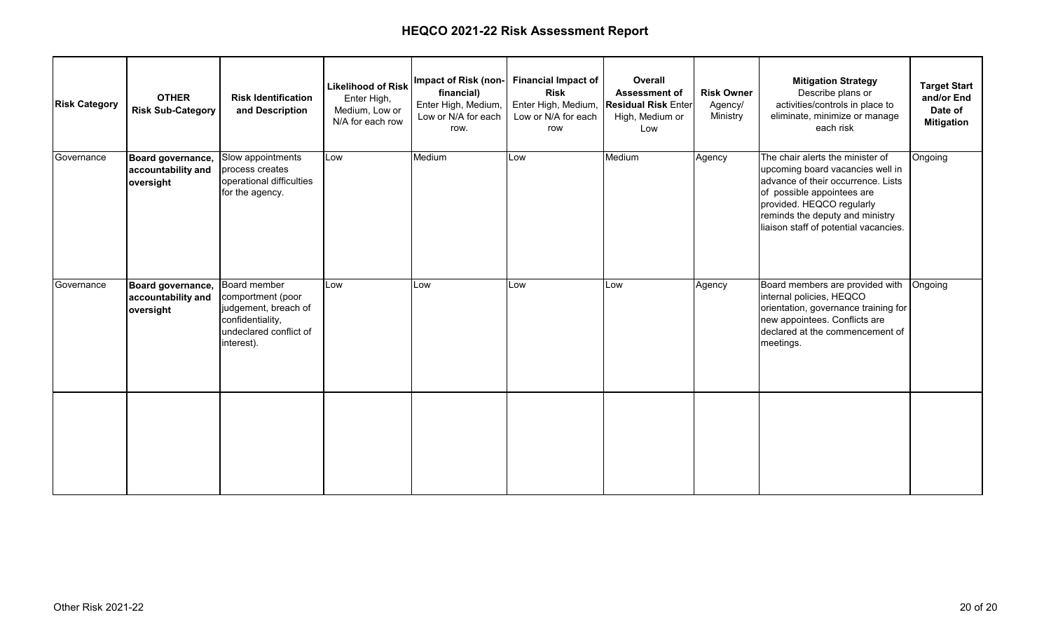# HEQCO 2021-22 Risk Assessment Report

| Risk Category | OTHER Risk Sub-Category | Risk Identification and Description | Likelihood of Risk Enter High, Medium, Low or N/A for each row | Impact of Risk (non-financial) Enter High, Medium, Low or N/A for each row. | Financial Impact of Risk Enter High, Medium, Low or N/A for each row | Overall Assessment of Residual Risk Enter High, Medium or Low | Risk Owner Agency/ Ministry | Mitigation Strategy Describe plans or activities/controls in place to eliminate, minimize or manage each risk | Target Start and/or End Date of Mitigation |
|---|---|---|---|---|---|---|---|---|---|
| Governance | **Board governance, accountability and oversight** | Slow appointments process creates operational difficulties for the agency. | Low | Medium | Low | Medium | Agency | The chair alerts the minister of upcoming board vacancies well in advance of their occurrence. Lists of possible appointees are provided. HEQCO regularly reminds the deputy and ministry liaison staff of potential vacancies. | Ongoing |
| Governance | **Board governance, accountability and oversight** | Board member comportment (poor judgement, breach of confidentiality, undeclared conflict of interest). | Low | Low | Low | Low | Agency | Board members are provided with internal policies, HEQCO orientation, governance training for new appointees. Conflicts are declared at the commencement of meetings. | Ongoing |
| | | | | | | | | | |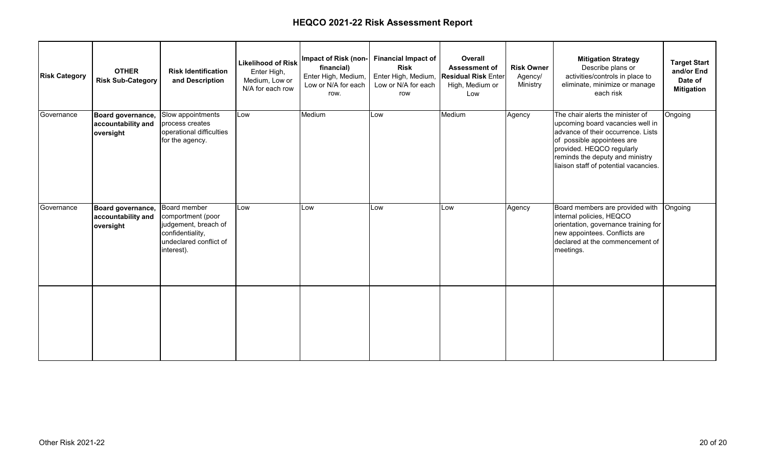# HEQCO 2021-22 Risk Assessment Report

| Risk Category | OTHER Risk Sub-Category | Risk Identification and Description | Likelihood of Risk Enter High, Medium, Low or N/A for each row | Impact of Risk (non-financial) Enter High, Medium, Low or N/A for each row. | Financial Impact of Risk Enter High, Medium, Low or N/A for each row | Overall Assessment of Residual Risk Enter High, Medium or Low | Risk Owner Agency/ Ministry | Mitigation Strategy Describe plans or activities/controls in place to eliminate, minimize or manage each risk | Target Start and/or End Date of Mitigation |
|---|---|---|---|---|---|---|---|---|---|
| Governance | **Board governance, accountability and oversight** | Slow appointments process creates operational difficulties for the agency. | Low | Medium | Low | Medium | Agency | The chair alerts the minister of upcoming board vacancies well in advance of their occurrence. Lists of possible appointees are provided. HEQCO regularly reminds the deputy and ministry liaison staff of potential vacancies. | Ongoing |
| Governance | **Board governance, accountability and oversight** | Board member comportment (poor judgement, breach of confidentiality, undeclared conflict of interest). | Low | Low | Low | Low | Agency | Board members are provided with internal policies, HEQCO orientation, governance training for new appointees. Conflicts are declared at the commencement of meetings. | Ongoing |
| | | | | | | | | | |

Other Risk 2021-22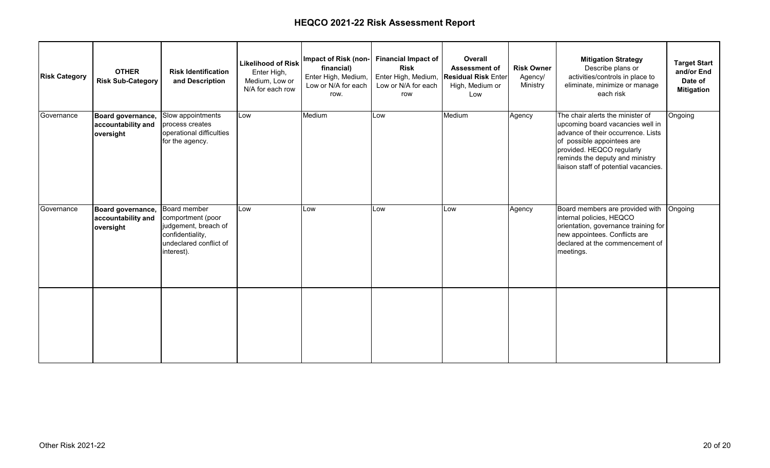# HEQCO 2021-22 Risk Assessment Report

| Risk Category | OTHER Risk Sub-Category | Risk Identification and Description | Likelihood of Risk Enter High, Medium, Low or N/A for each row | Impact of Risk (non-financial) Enter High, Medium, Low or N/A for each row. | Financial Impact of Risk Enter High, Medium, Low or N/A for each row | Overall Assessment of Residual Risk Enter High, Medium or Low | Risk Owner Agency/ Ministry | Mitigation Strategy Describe plans or activities/controls in place to eliminate, minimize or manage each risk | Target Start and/or End Date of Mitigation |
|---|---|---|---|---|---|---|---|---|---|
| Governance | **Board governance, accountability and oversight** | Slow appointments process creates operational difficulties for the agency. | Low | Medium | Low | Medium | Agency | The chair alerts the minister of upcoming board vacancies well in advance of their occurrence. Lists of possible appointees are provided. HEQCO regularly reminds the deputy and ministry liaison staff of potential vacancies. | Ongoing |
| Governance | **Board governance, accountability and oversight** | Board member comportment (poor judgement, breach of confidentiality, undeclared conflict of interest). | Low | Low | Low | Low | Agency | Board members are provided with internal policies, HEQCO orientation, governance training for new appointees. Conflicts are declared at the commencement of meetings. | Ongoing |
| | | | | | | | | | |

Other Risk 2021-22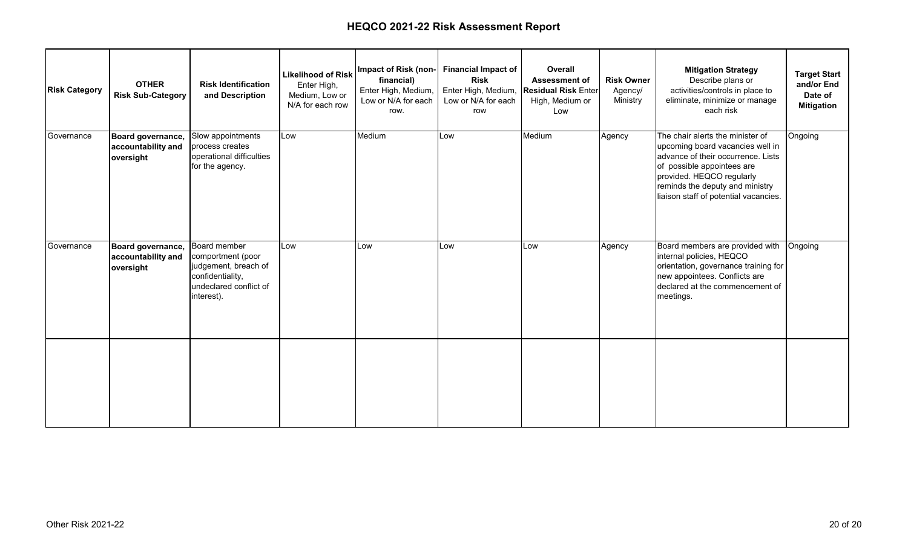# HEQCO 2021-22 Risk Assessment Report

| **Risk Category** | **OTHER Risk Sub-Category** | **Risk Identification and Description** | **Likelihood of Risk** Enter High, Medium, Low or N/A for each row | **Impact of Risk (non-financial)** Enter High, Medium, Low or N/A for each row. | **Financial Impact of Risk** Enter High, Medium, Low or N/A for each row | **Overall Assessment of Residual Risk** Enter High, Medium or Low | **Risk Owner** Agency/ Ministry | **Mitigation Strategy** Describe plans or activities/controls in place to eliminate, minimize or manage each risk | **Target Start and/or End Date of Mitigation** |
|---|---|---|---|---|---|---|---|---|---|
| Governance | **Board governance, accountability and oversight** | Slow appointments process creates operational difficulties for the agency. | Low | Medium | Low | Medium | Agency | The chair alerts the minister of upcoming board vacancies well in advance of their occurrence. Lists of possible appointees are provided. HEQCO regularly reminds the deputy and ministry liaison staff of potential vacancies. | Ongoing |
| Governance | **Board governance, accountability and oversight** | Board member comportment (poor judgement, breach of confidentiality, undeclared conflict of interest). | Low | Low | Low | Low | Agency | Board members are provided with internal policies, HEQCO orientation, governance training for new appointees. Conflicts are declared at the commencement of meetings. | Ongoing |
| | | | | | | | | | |